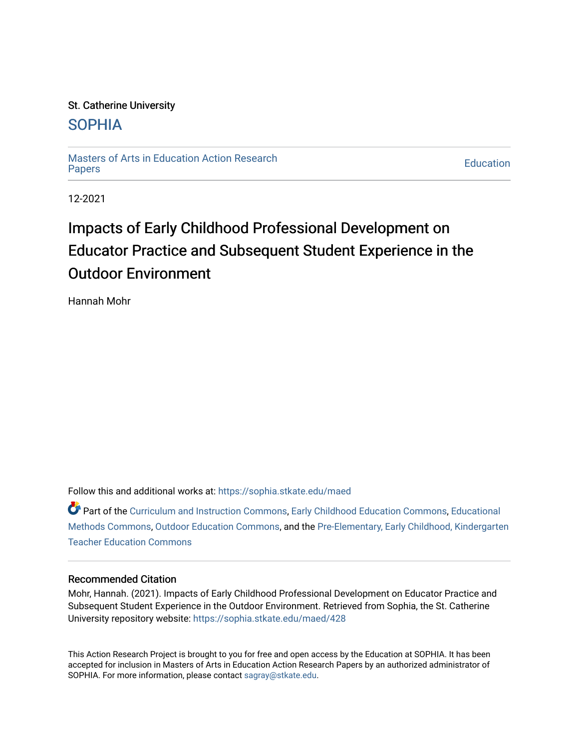St. Catherine University

# SOPHIA

Masters of Arts in Education Action Research Papers

Education

12-2021

# Impacts of Early Childhood Professional Development on Educator Practice and Subsequent Student Experience in the Outdoor Environment

Hannah Mohr

Follow this and additional works at: https://sophia.stkate.edu/maed

Part of the Curriculum and Instruction Commons, Early Childhood Education Commons, Educational Methods Commons, Outdoor Education Commons, and the Pre-Elementary, Early Childhood, Kindergarten Teacher Education Commons

### Recommended Citation

Mohr, Hannah. (2021). Impacts of Early Childhood Professional Development on Educator Practice and Subsequent Student Experience in the Outdoor Environment. Retrieved from Sophia, the St. Catherine University repository website: https://sophia.stkate.edu/maed/428

This Action Research Project is brought to you for free and open access by the Education at SOPHIA. It has been accepted for inclusion in Masters of Arts in Education Action Research Papers by an authorized administrator of SOPHIA. For more information, please contact sagray@stkate.edu.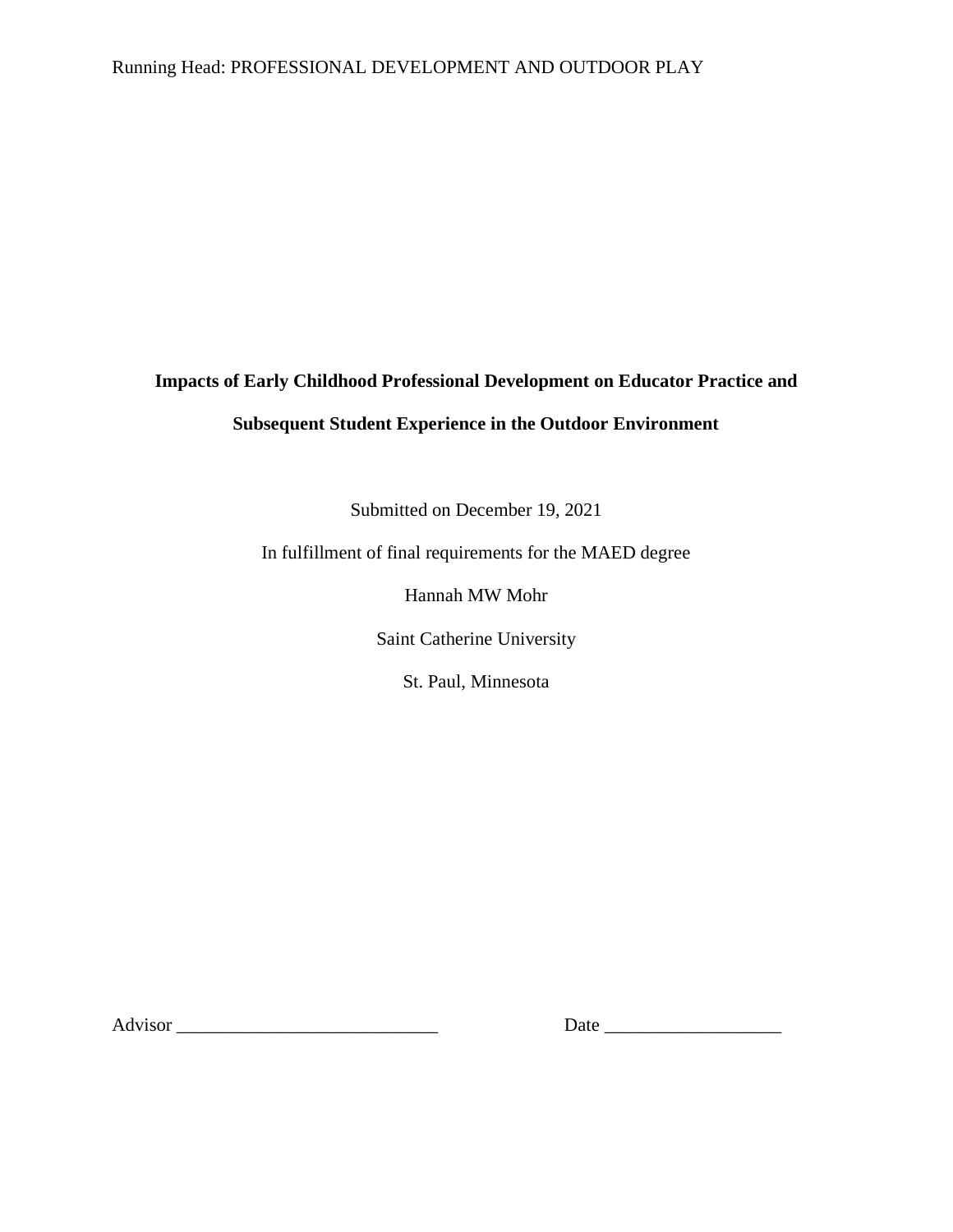**Impacts of Early Childhood Professional Development on Educator Practice and Subsequent Student Experience in the Outdoor Environment**

Submitted on December 19, 2021

In fulfillment of final requirements for the MAED degree

Hannah MW Mohr

Saint Catherine University

St. Paul, Minnesota

Advisor ____________________________ Date ___________________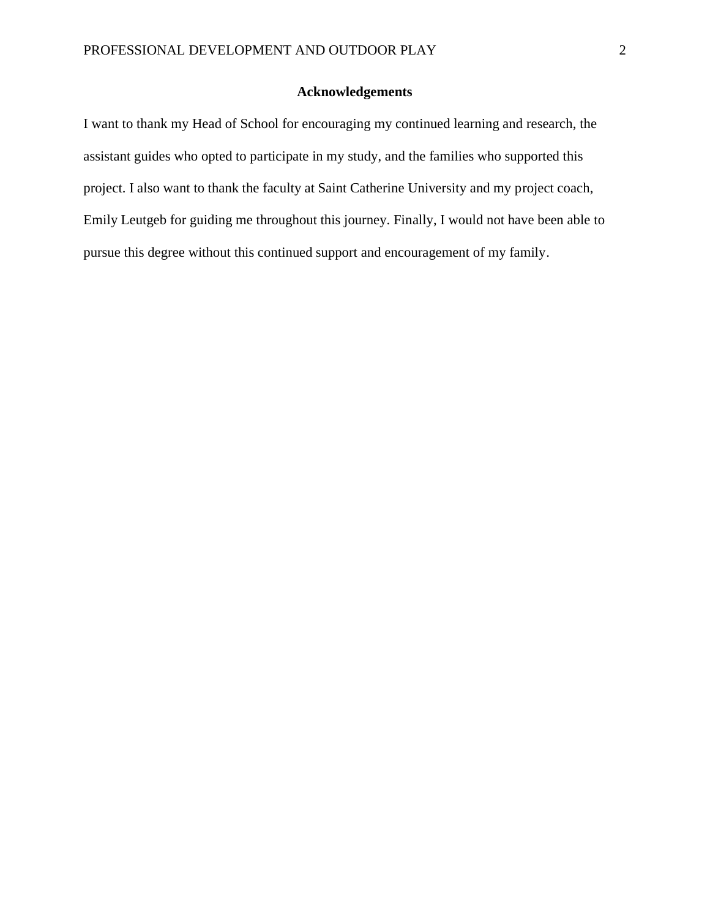## Acknowledgements

I want to thank my Head of School for encouraging my continued learning and research, the assistant guides who opted to participate in my study, and the families who supported this project. I also want to thank the faculty at Saint Catherine University and my project coach, Emily Leutgeb for guiding me throughout this journey. Finally, I would not have been able to pursue this degree without this continued support and encouragement of my family.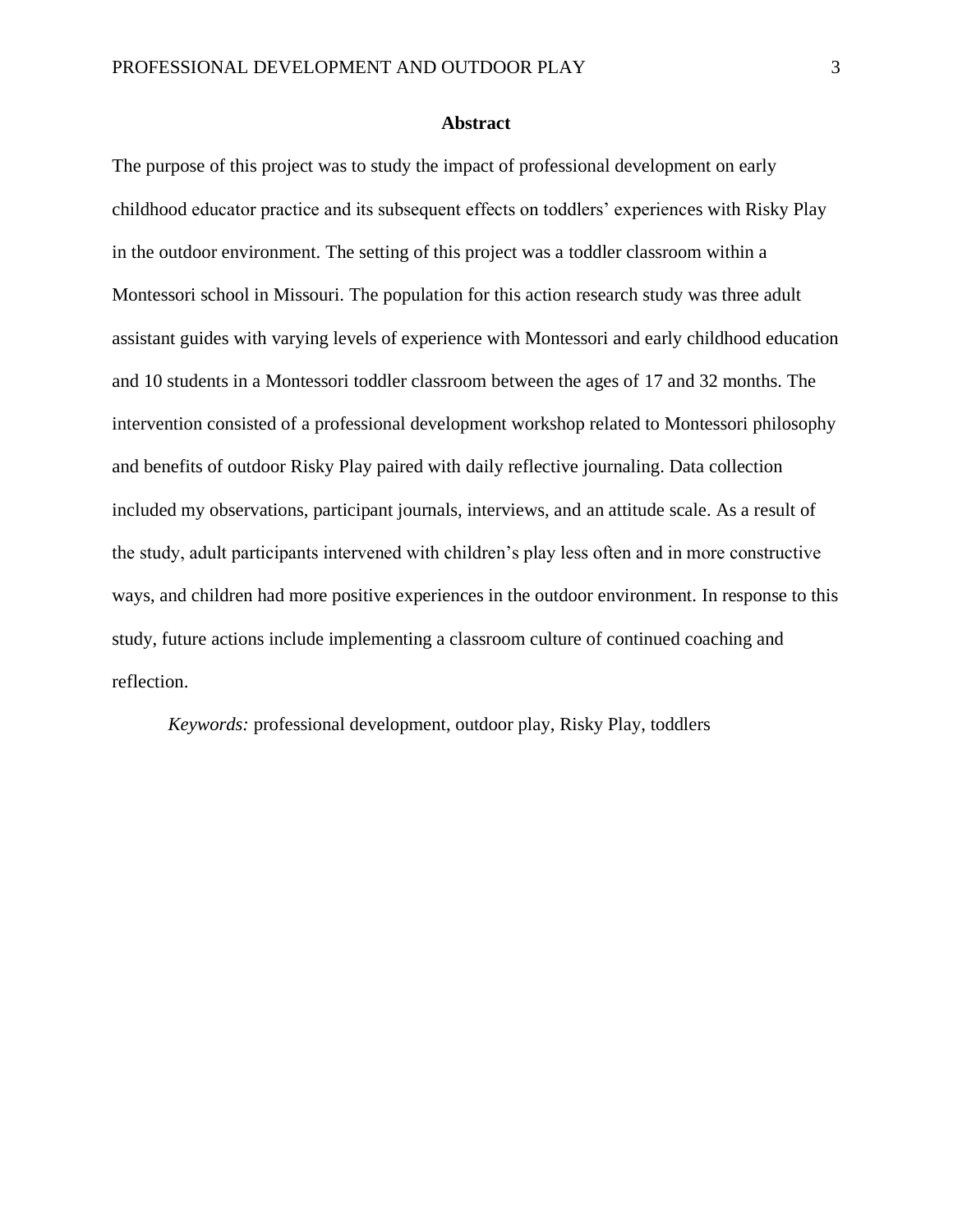## Abstract

The purpose of this project was to study the impact of professional development on early childhood educator practice and its subsequent effects on toddlers' experiences with Risky Play in the outdoor environment. The setting of this project was a toddler classroom within a Montessori school in Missouri. The population for this action research study was three adult assistant guides with varying levels of experience with Montessori and early childhood education and 10 students in a Montessori toddler classroom between the ages of 17 and 32 months. The intervention consisted of a professional development workshop related to Montessori philosophy and benefits of outdoor Risky Play paired with daily reflective journaling. Data collection included my observations, participant journals, interviews, and an attitude scale. As a result of the study, adult participants intervened with children's play less often and in more constructive ways, and children had more positive experiences in the outdoor environment. In response to this study, future actions include implementing a classroom culture of continued coaching and reflection.

*Keywords:* professional development, outdoor play, Risky Play, toddlers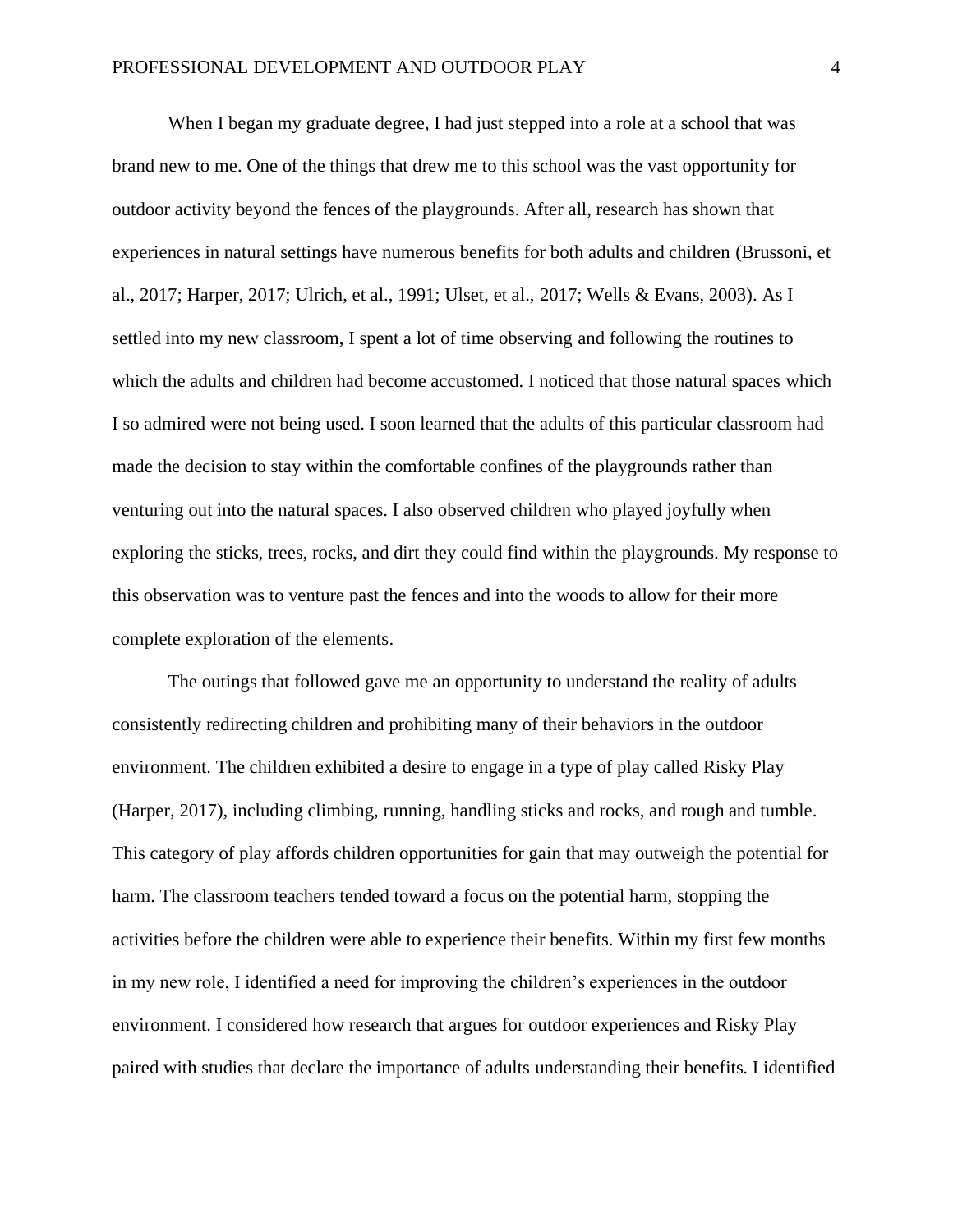When I began my graduate degree, I had just stepped into a role at a school that was brand new to me. One of the things that drew me to this school was the vast opportunity for outdoor activity beyond the fences of the playgrounds. After all, research has shown that experiences in natural settings have numerous benefits for both adults and children (Brussoni, et al., 2017; Harper, 2017; Ulrich, et al., 1991; Ulset, et al., 2017; Wells & Evans, 2003). As I settled into my new classroom, I spent a lot of time observing and following the routines to which the adults and children had become accustomed. I noticed that those natural spaces which I so admired were not being used. I soon learned that the adults of this particular classroom had made the decision to stay within the comfortable confines of the playgrounds rather than venturing out into the natural spaces. I also observed children who played joyfully when exploring the sticks, trees, rocks, and dirt they could find within the playgrounds. My response to this observation was to venture past the fences and into the woods to allow for their more complete exploration of the elements.

The outings that followed gave me an opportunity to understand the reality of adults consistently redirecting children and prohibiting many of their behaviors in the outdoor environment. The children exhibited a desire to engage in a type of play called Risky Play (Harper, 2017), including climbing, running, handling sticks and rocks, and rough and tumble. This category of play affords children opportunities for gain that may outweigh the potential for harm. The classroom teachers tended toward a focus on the potential harm, stopping the activities before the children were able to experience their benefits. Within my first few months in my new role, I identified a need for improving the children's experiences in the outdoor environment. I considered how research that argues for outdoor experiences and Risky Play paired with studies that declare the importance of adults understanding their benefits. I identified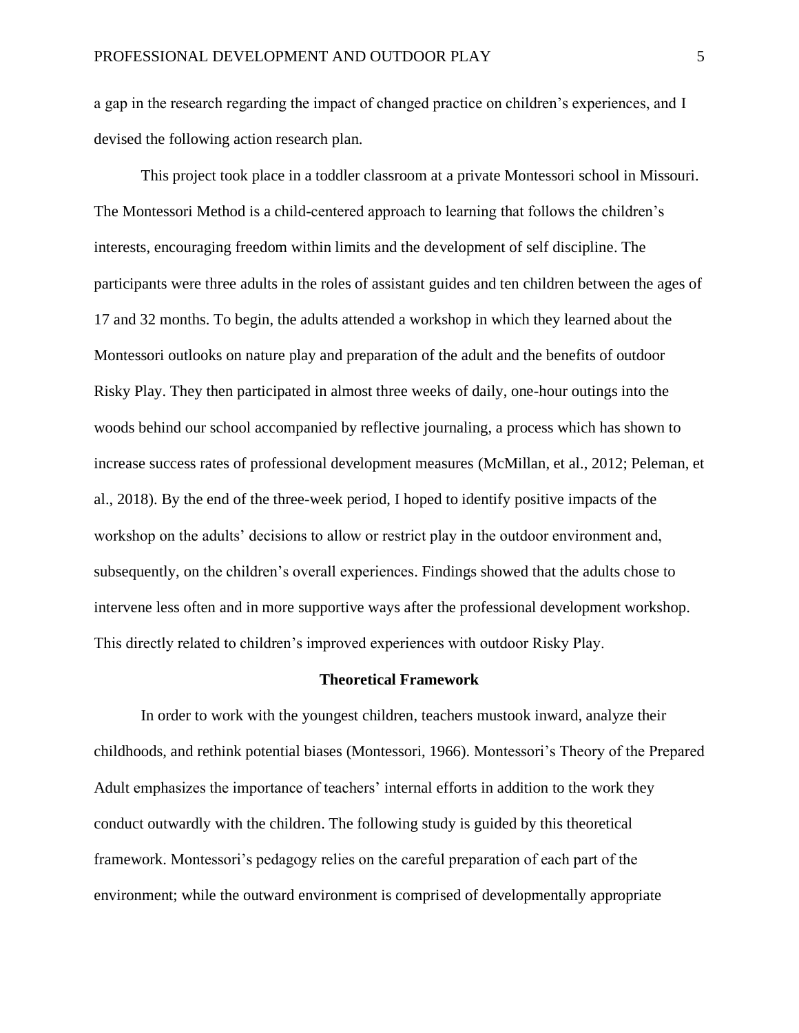a gap in the research regarding the impact of changed practice on children's experiences, and I devised the following action research plan.

This project took place in a toddler classroom at a private Montessori school in Missouri. The Montessori Method is a child-centered approach to learning that follows the children's interests, encouraging freedom within limits and the development of self discipline. The participants were three adults in the roles of assistant guides and ten children between the ages of 17 and 32 months. To begin, the adults attended a workshop in which they learned about the Montessori outlooks on nature play and preparation of the adult and the benefits of outdoor Risky Play. They then participated in almost three weeks of daily, one-hour outings into the woods behind our school accompanied by reflective journaling, a process which has shown to increase success rates of professional development measures (McMillan, et al., 2012; Peleman, et al., 2018). By the end of the three-week period, I hoped to identify positive impacts of the workshop on the adults' decisions to allow or restrict play in the outdoor environment and, subsequently, on the children's overall experiences. Findings showed that the adults chose to intervene less often and in more supportive ways after the professional development workshop. This directly related to children's improved experiences with outdoor Risky Play.

## Theoretical Framework

In order to work with the youngest children, teachers mustook inward, analyze their childhoods, and rethink potential biases (Montessori, 1966). Montessori's Theory of the Prepared Adult emphasizes the importance of teachers' internal efforts in addition to the work they conduct outwardly with the children. The following study is guided by this theoretical framework. Montessori's pedagogy relies on the careful preparation of each part of the environment; while the outward environment is comprised of developmentally appropriate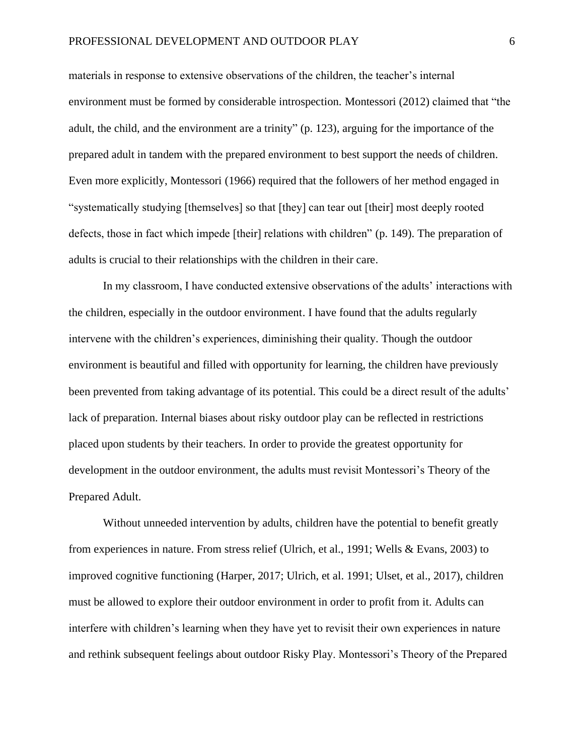materials in response to extensive observations of the children, the teacher's internal environment must be formed by considerable introspection. Montessori (2012) claimed that "the adult, the child, and the environment are a trinity" (p. 123), arguing for the importance of the prepared adult in tandem with the prepared environment to best support the needs of children. Even more explicitly, Montessori (1966) required that the followers of her method engaged in "systematically studying [themselves] so that [they] can tear out [their] most deeply rooted defects, those in fact which impede [their] relations with children" (p. 149). The preparation of adults is crucial to their relationships with the children in their care.

In my classroom, I have conducted extensive observations of the adults' interactions with the children, especially in the outdoor environment. I have found that the adults regularly intervene with the children's experiences, diminishing their quality. Though the outdoor environment is beautiful and filled with opportunity for learning, the children have previously been prevented from taking advantage of its potential. This could be a direct result of the adults' lack of preparation. Internal biases about risky outdoor play can be reflected in restrictions placed upon students by their teachers. In order to provide the greatest opportunity for development in the outdoor environment, the adults must revisit Montessori's Theory of the Prepared Adult.

Without unneeded intervention by adults, children have the potential to benefit greatly from experiences in nature. From stress relief (Ulrich, et al., 1991; Wells & Evans, 2003) to improved cognitive functioning (Harper, 2017; Ulrich, et al. 1991; Ulset, et al., 2017), children must be allowed to explore their outdoor environment in order to profit from it. Adults can interfere with children's learning when they have yet to revisit their own experiences in nature and rethink subsequent feelings about outdoor Risky Play. Montessori's Theory of the Prepared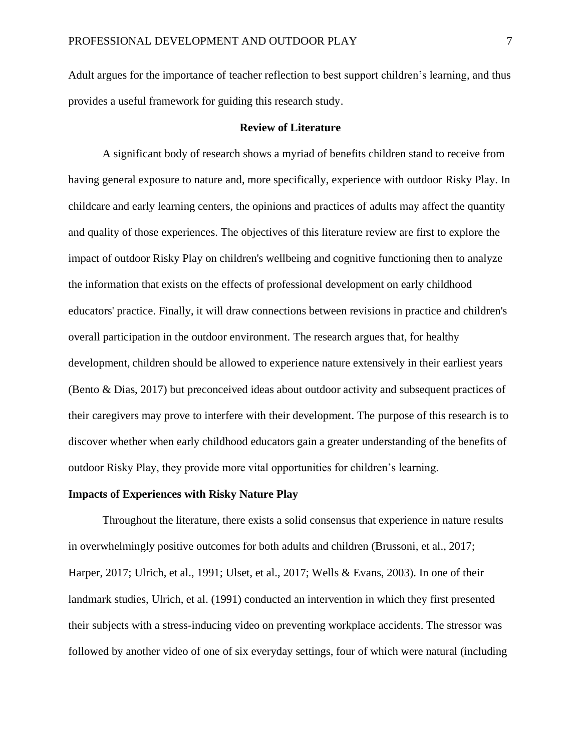Adult argues for the importance of teacher reflection to best support children's learning, and thus provides a useful framework for guiding this research study.

## Review of Literature

A significant body of research shows a myriad of benefits children stand to receive from having general exposure to nature and, more specifically, experience with outdoor Risky Play. In childcare and early learning centers, the opinions and practices of adults may affect the quantity and quality of those experiences. The objectives of this literature review are first to explore the impact of outdoor Risky Play on children's wellbeing and cognitive functioning then to analyze the information that exists on the effects of professional development on early childhood educators' practice. Finally, it will draw connections between revisions in practice and children's overall participation in the outdoor environment. The research argues that, for healthy development, children should be allowed to experience nature extensively in their earliest years (Bento & Dias, 2017) but preconceived ideas about outdoor activity and subsequent practices of their caregivers may prove to interfere with their development. The purpose of this research is to discover whether when early childhood educators gain a greater understanding of the benefits of outdoor Risky Play, they provide more vital opportunities for children's learning.

### Impacts of Experiences with Risky Nature Play

Throughout the literature, there exists a solid consensus that experience in nature results in overwhelmingly positive outcomes for both adults and children (Brussoni, et al., 2017; Harper, 2017; Ulrich, et al., 1991; Ulset, et al., 2017; Wells & Evans, 2003). In one of their landmark studies, Ulrich, et al. (1991) conducted an intervention in which they first presented their subjects with a stress-inducing video on preventing workplace accidents. The stressor was followed by another video of one of six everyday settings, four of which were natural (including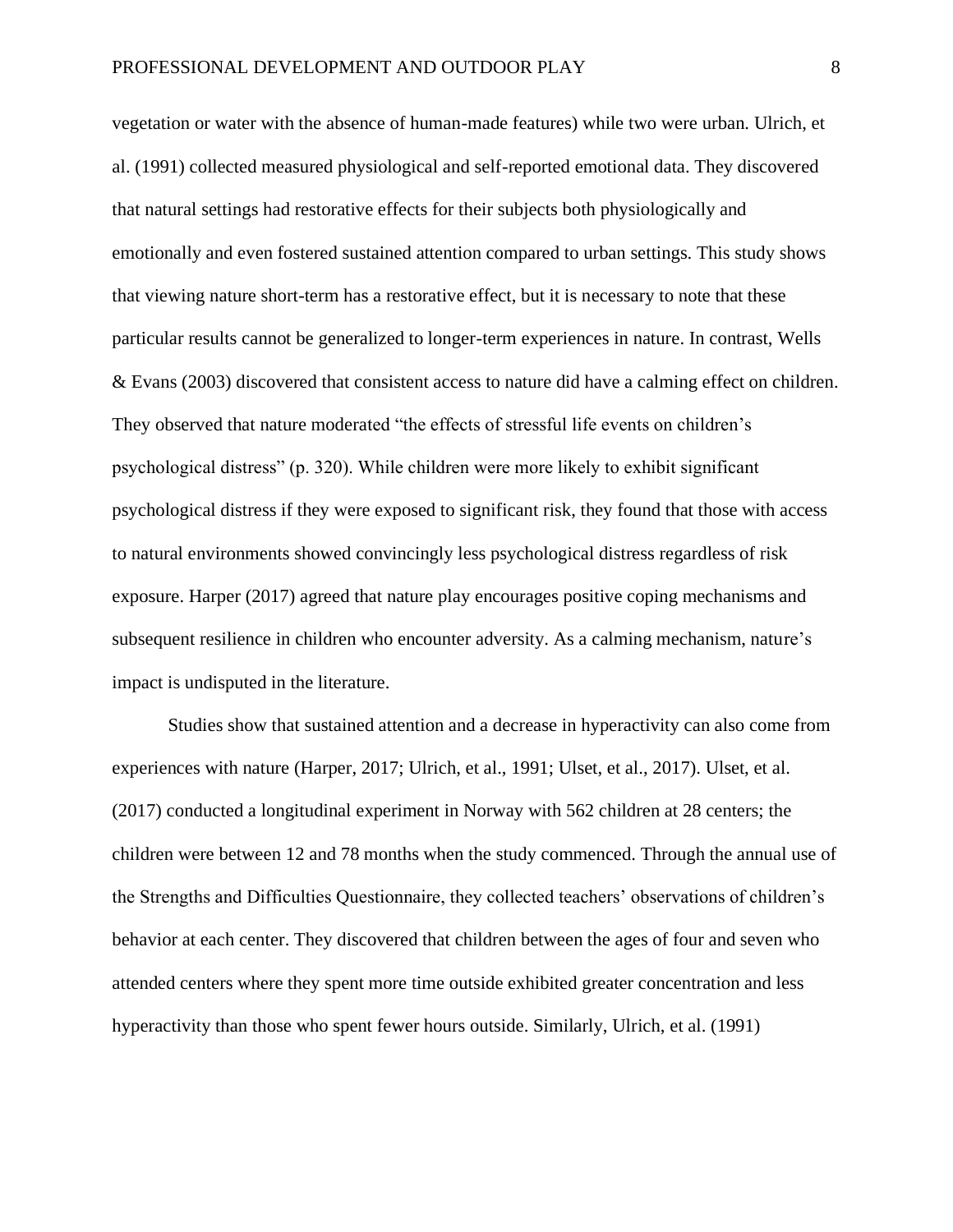vegetation or water with the absence of human-made features) while two were urban. Ulrich, et al. (1991) collected measured physiological and self-reported emotional data. They discovered that natural settings had restorative effects for their subjects both physiologically and emotionally and even fostered sustained attention compared to urban settings. This study shows that viewing nature short-term has a restorative effect, but it is necessary to note that these particular results cannot be generalized to longer-term experiences in nature. In contrast, Wells & Evans (2003) discovered that consistent access to nature did have a calming effect on children. They observed that nature moderated "the effects of stressful life events on children's psychological distress" (p. 320). While children were more likely to exhibit significant psychological distress if they were exposed to significant risk, they found that those with access to natural environments showed convincingly less psychological distress regardless of risk exposure. Harper (2017) agreed that nature play encourages positive coping mechanisms and subsequent resilience in children who encounter adversity. As a calming mechanism, nature's impact is undisputed in the literature.

Studies show that sustained attention and a decrease in hyperactivity can also come from experiences with nature (Harper, 2017; Ulrich, et al., 1991; Ulset, et al., 2017). Ulset, et al. (2017) conducted a longitudinal experiment in Norway with 562 children at 28 centers; the children were between 12 and 78 months when the study commenced. Through the annual use of the Strengths and Difficulties Questionnaire, they collected teachers' observations of children's behavior at each center. They discovered that children between the ages of four and seven who attended centers where they spent more time outside exhibited greater concentration and less hyperactivity than those who spent fewer hours outside. Similarly, Ulrich, et al. (1991)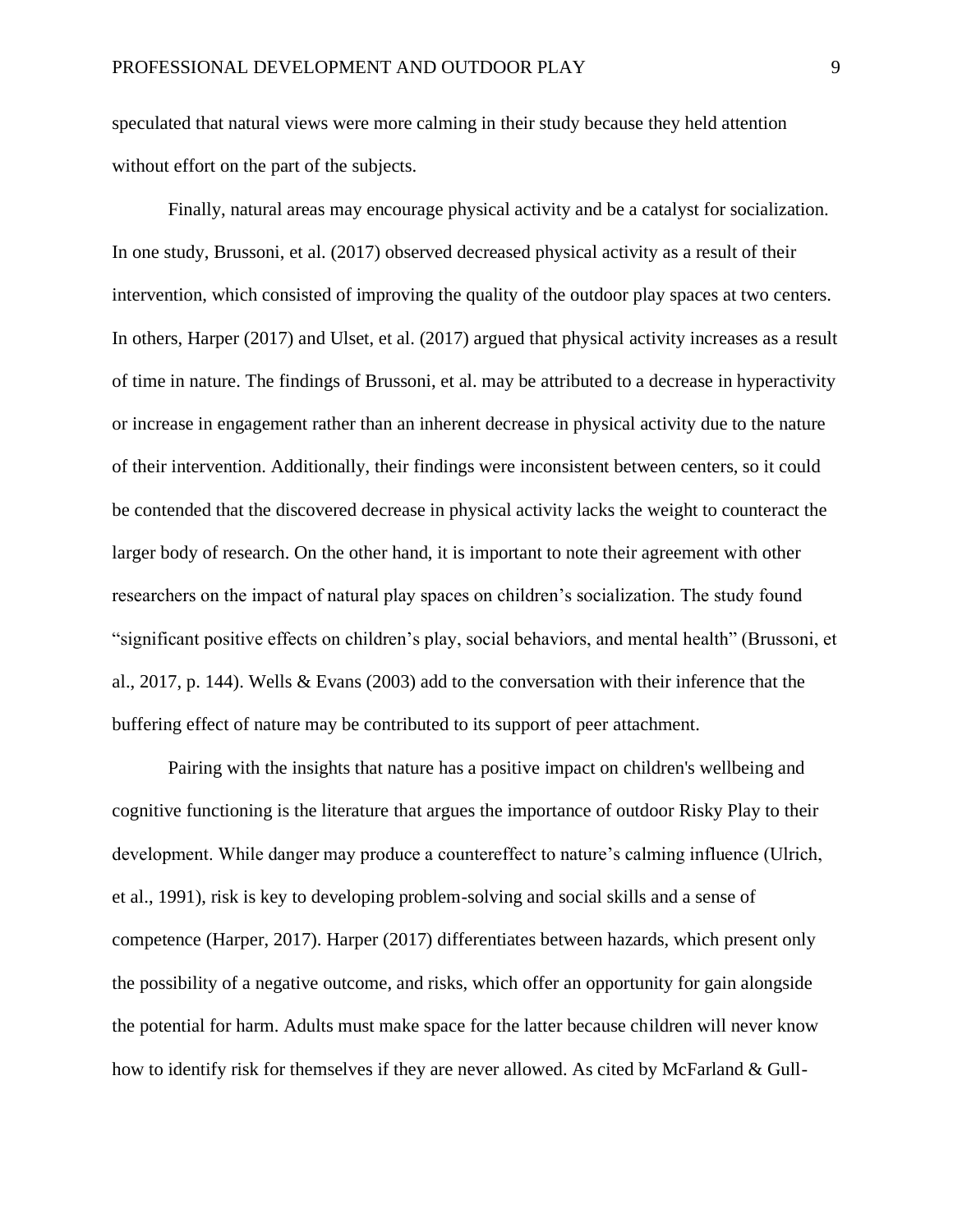speculated that natural views were more calming in their study because they held attention without effort on the part of the subjects.

Finally, natural areas may encourage physical activity and be a catalyst for socialization. In one study, Brussoni, et al. (2017) observed decreased physical activity as a result of their intervention, which consisted of improving the quality of the outdoor play spaces at two centers. In others, Harper (2017) and Ulset, et al. (2017) argued that physical activity increases as a result of time in nature. The findings of Brussoni, et al. may be attributed to a decrease in hyperactivity or increase in engagement rather than an inherent decrease in physical activity due to the nature of their intervention. Additionally, their findings were inconsistent between centers, so it could be contended that the discovered decrease in physical activity lacks the weight to counteract the larger body of research. On the other hand, it is important to note their agreement with other researchers on the impact of natural play spaces on children's socialization. The study found "significant positive effects on children's play, social behaviors, and mental health" (Brussoni, et al., 2017, p. 144). Wells & Evans (2003) add to the conversation with their inference that the buffering effect of nature may be contributed to its support of peer attachment.

Pairing with the insights that nature has a positive impact on children's wellbeing and cognitive functioning is the literature that argues the importance of outdoor Risky Play to their development. While danger may produce a countereffect to nature's calming influence (Ulrich, et al., 1991), risk is key to developing problem-solving and social skills and a sense of competence (Harper, 2017). Harper (2017) differentiates between hazards, which present only the possibility of a negative outcome, and risks, which offer an opportunity for gain alongside the potential for harm. Adults must make space for the latter because children will never know how to identify risk for themselves if they are never allowed. As cited by McFarland & Gull-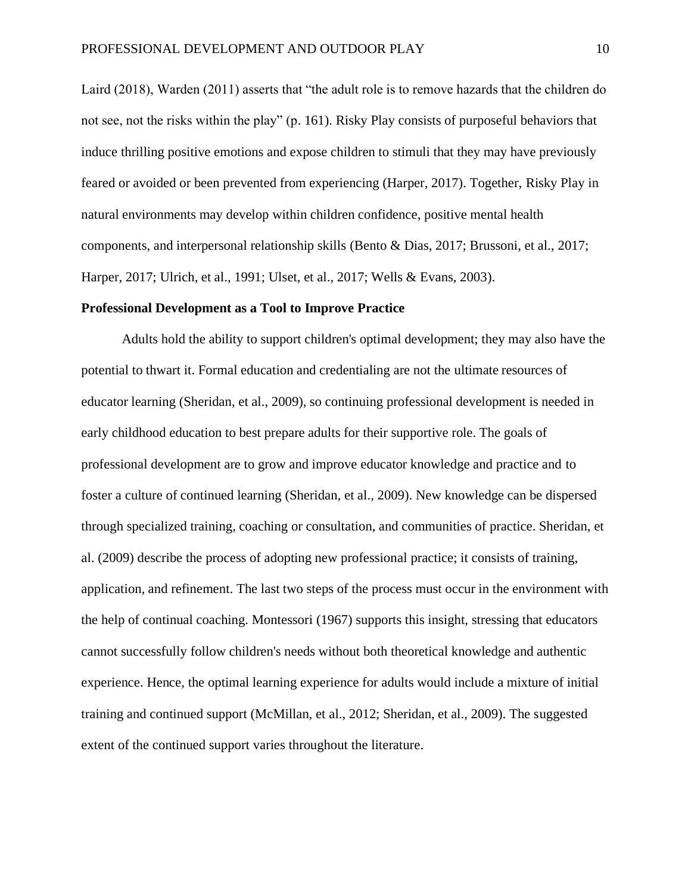Laird (2018), Warden (2011) asserts that "the adult role is to remove hazards that the children do not see, not the risks within the play" (p. 161). Risky Play consists of purposeful behaviors that induce thrilling positive emotions and expose children to stimuli that they may have previously feared or avoided or been prevented from experiencing (Harper, 2017). Together, Risky Play in natural environments may develop within children confidence, positive mental health components, and interpersonal relationship skills (Bento & Dias, 2017; Brussoni, et al., 2017; Harper, 2017; Ulrich, et al., 1991; Ulset, et al., 2017; Wells & Evans, 2003).

**Professional Development as a Tool to Improve Practice**

Adults hold the ability to support children's optimal development; they may also have the potential to thwart it. Formal education and credentialing are not the ultimate resources of educator learning (Sheridan, et al., 2009), so continuing professional development is needed in early childhood education to best prepare adults for their supportive role. The goals of professional development are to grow and improve educator knowledge and practice and to foster a culture of continued learning (Sheridan, et al., 2009). New knowledge can be dispersed through specialized training, coaching or consultation, and communities of practice. Sheridan, et al. (2009) describe the process of adopting new professional practice; it consists of training, application, and refinement. The last two steps of the process must occur in the environment with the help of continual coaching. Montessori (1967) supports this insight, stressing that educators cannot successfully follow children's needs without both theoretical knowledge and authentic experience. Hence, the optimal learning experience for adults would include a mixture of initial training and continued support (McMillan, et al., 2012; Sheridan, et al., 2009). The suggested extent of the continued support varies throughout the literature.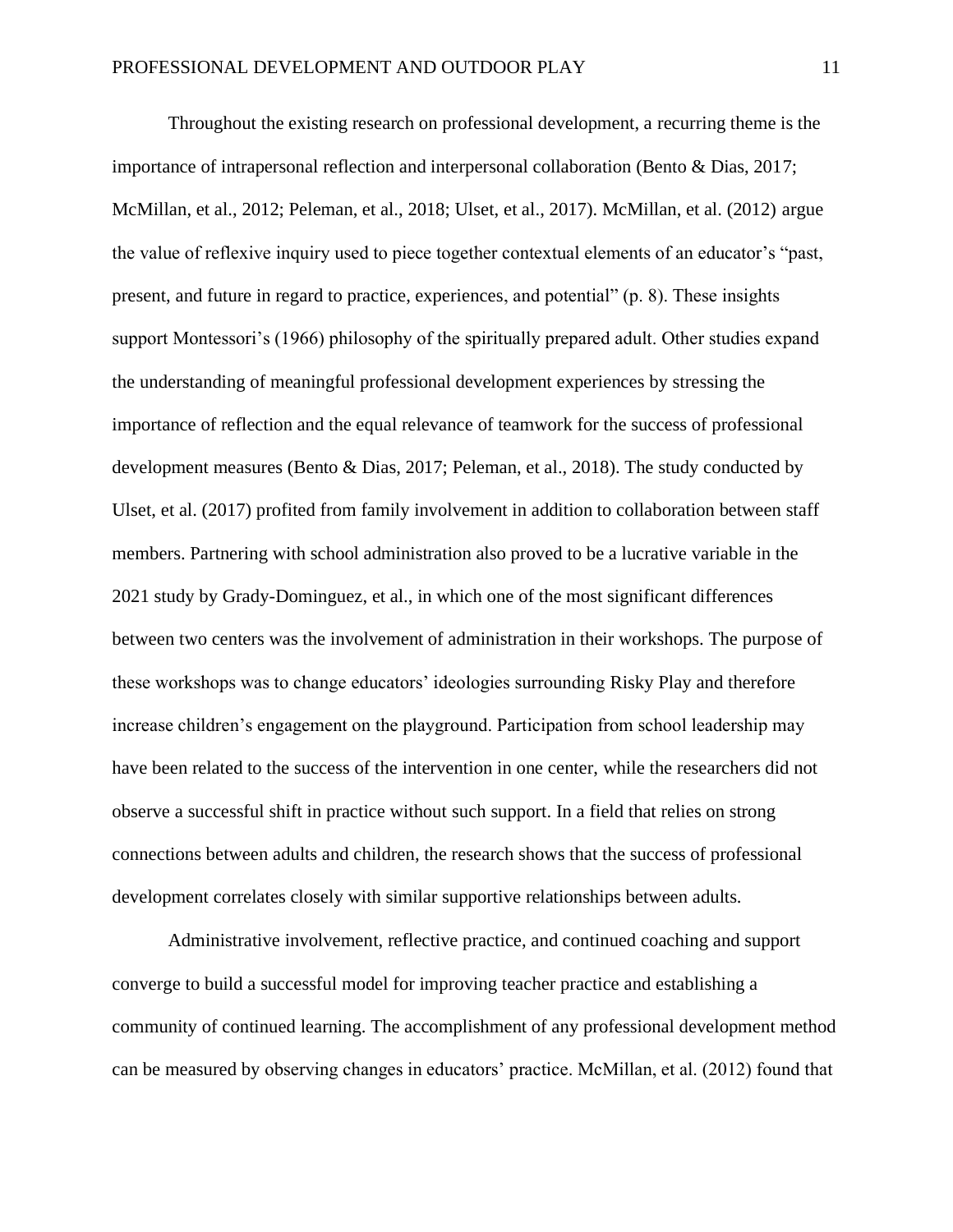Throughout the existing research on professional development, a recurring theme is the importance of intrapersonal reflection and interpersonal collaboration (Bento & Dias, 2017; McMillan, et al., 2012; Peleman, et al., 2018; Ulset, et al., 2017). McMillan, et al. (2012) argue the value of reflexive inquiry used to piece together contextual elements of an educator's "past, present, and future in regard to practice, experiences, and potential" (p. 8). These insights support Montessori's (1966) philosophy of the spiritually prepared adult. Other studies expand the understanding of meaningful professional development experiences by stressing the importance of reflection and the equal relevance of teamwork for the success of professional development measures (Bento & Dias, 2017; Peleman, et al., 2018). The study conducted by Ulset, et al. (2017) profited from family involvement in addition to collaboration between staff members. Partnering with school administration also proved to be a lucrative variable in the 2021 study by Grady-Dominguez, et al., in which one of the most significant differences between two centers was the involvement of administration in their workshops. The purpose of these workshops was to change educators' ideologies surrounding Risky Play and therefore increase children's engagement on the playground. Participation from school leadership may have been related to the success of the intervention in one center, while the researchers did not observe a successful shift in practice without such support. In a field that relies on strong connections between adults and children, the research shows that the success of professional development correlates closely with similar supportive relationships between adults.

Administrative involvement, reflective practice, and continued coaching and support converge to build a successful model for improving teacher practice and establishing a community of continued learning. The accomplishment of any professional development method can be measured by observing changes in educators' practice. McMillan, et al. (2012) found that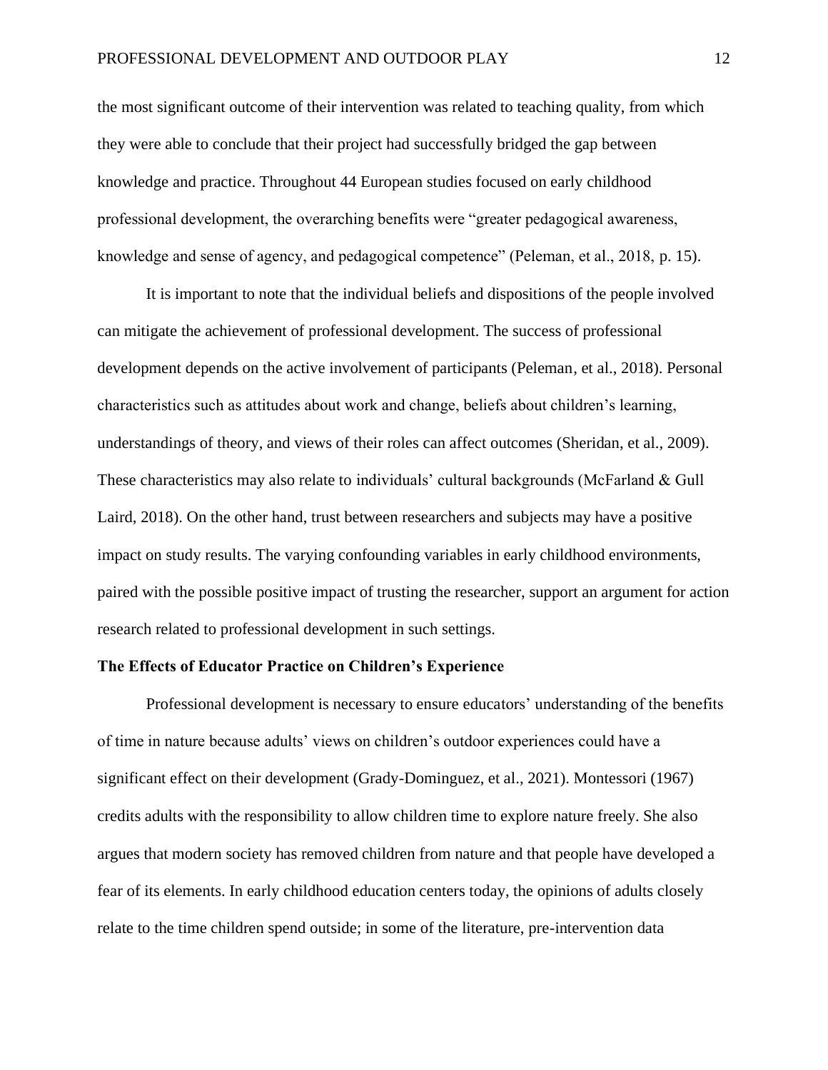the most significant outcome of their intervention was related to teaching quality, from which they were able to conclude that their project had successfully bridged the gap between knowledge and practice. Throughout 44 European studies focused on early childhood professional development, the overarching benefits were "greater pedagogical awareness, knowledge and sense of agency, and pedagogical competence" (Peleman, et al., 2018, p. 15).

It is important to note that the individual beliefs and dispositions of the people involved can mitigate the achievement of professional development. The success of professional development depends on the active involvement of participants (Peleman, et al., 2018). Personal characteristics such as attitudes about work and change, beliefs about children's learning, understandings of theory, and views of their roles can affect outcomes (Sheridan, et al., 2009). These characteristics may also relate to individuals' cultural backgrounds (McFarland & Gull Laird, 2018). On the other hand, trust between researchers and subjects may have a positive impact on study results. The varying confounding variables in early childhood environments, paired with the possible positive impact of trusting the researcher, support an argument for action research related to professional development in such settings.

### The Effects of Educator Practice on Children's Experience

Professional development is necessary to ensure educators' understanding of the benefits of time in nature because adults' views on children's outdoor experiences could have a significant effect on their development (Grady-Dominguez, et al., 2021). Montessori (1967) credits adults with the responsibility to allow children time to explore nature freely. She also argues that modern society has removed children from nature and that people have developed a fear of its elements. In early childhood education centers today, the opinions of adults closely relate to the time children spend outside; in some of the literature, pre-intervention data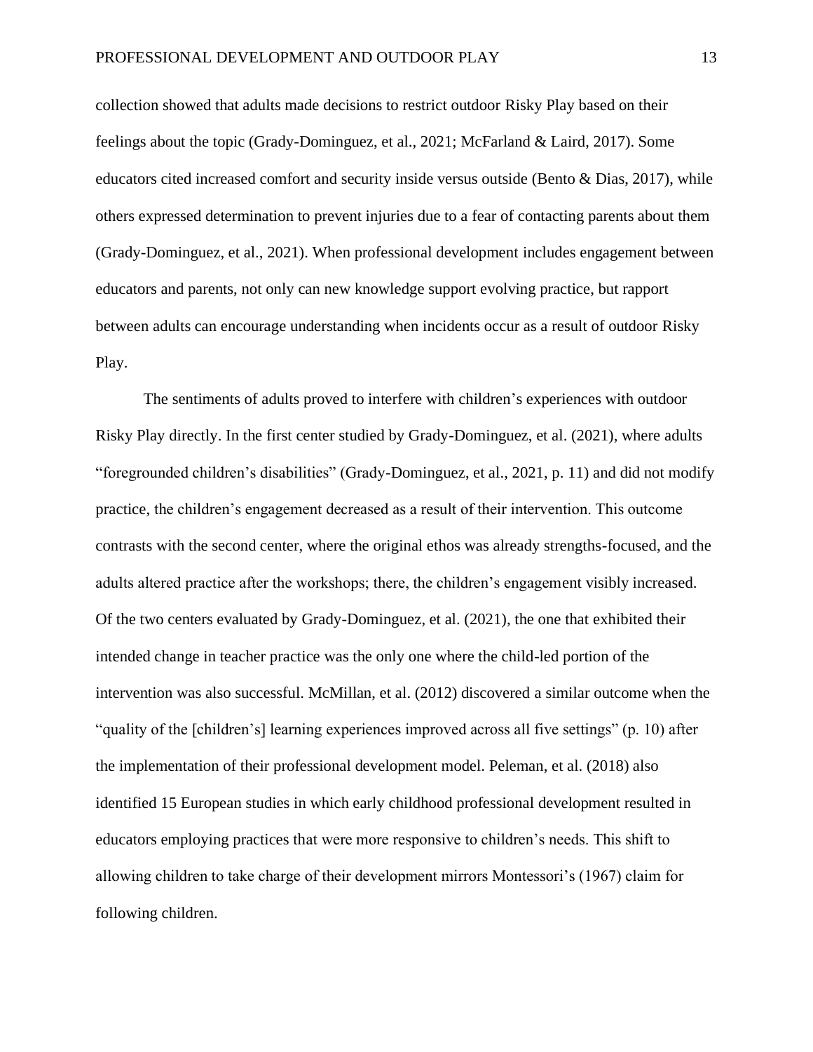collection showed that adults made decisions to restrict outdoor Risky Play based on their feelings about the topic (Grady-Dominguez, et al., 2021; McFarland & Laird, 2017). Some educators cited increased comfort and security inside versus outside (Bento & Dias, 2017), while others expressed determination to prevent injuries due to a fear of contacting parents about them (Grady-Dominguez, et al., 2021). When professional development includes engagement between educators and parents, not only can new knowledge support evolving practice, but rapport between adults can encourage understanding when incidents occur as a result of outdoor Risky Play.

The sentiments of adults proved to interfere with children's experiences with outdoor Risky Play directly. In the first center studied by Grady-Dominguez, et al. (2021), where adults "foregrounded children's disabilities" (Grady-Dominguez, et al., 2021, p. 11) and did not modify practice, the children's engagement decreased as a result of their intervention. This outcome contrasts with the second center, where the original ethos was already strengths-focused, and the adults altered practice after the workshops; there, the children's engagement visibly increased. Of the two centers evaluated by Grady-Dominguez, et al. (2021), the one that exhibited their intended change in teacher practice was the only one where the child-led portion of the intervention was also successful. McMillan, et al. (2012) discovered a similar outcome when the "quality of the [children's] learning experiences improved across all five settings" (p. 10) after the implementation of their professional development model. Peleman, et al. (2018) also identified 15 European studies in which early childhood professional development resulted in educators employing practices that were more responsive to children's needs. This shift to allowing children to take charge of their development mirrors Montessori's (1967) claim for following children.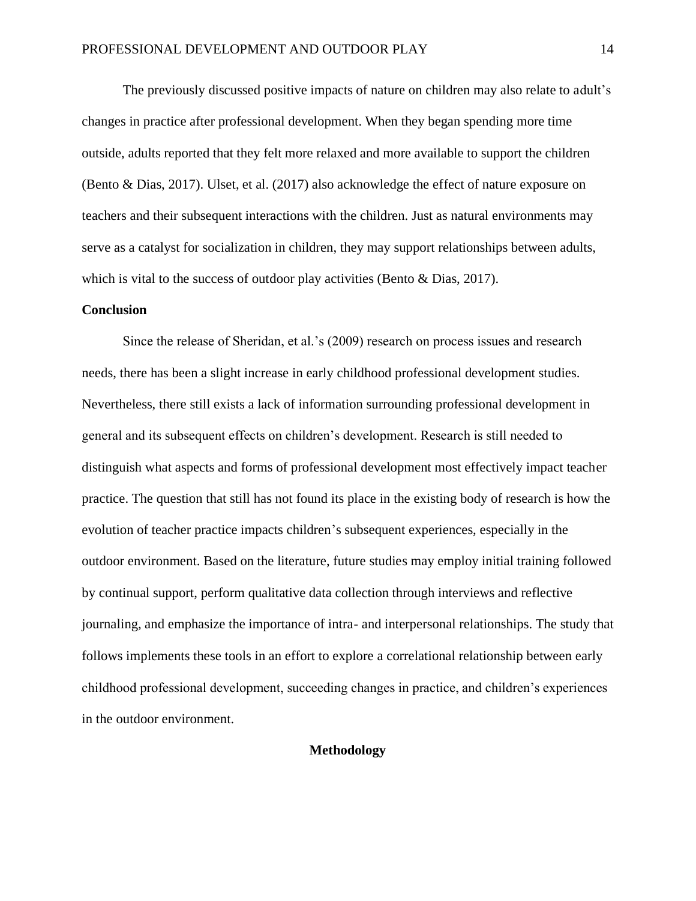The previously discussed positive impacts of nature on children may also relate to adult's changes in practice after professional development. When they began spending more time outside, adults reported that they felt more relaxed and more available to support the children (Bento & Dias, 2017). Ulset, et al. (2017) also acknowledge the effect of nature exposure on teachers and their subsequent interactions with the children. Just as natural environments may serve as a catalyst for socialization in children, they may support relationships between adults, which is vital to the success of outdoor play activities (Bento & Dias, 2017).

## Conclusion

Since the release of Sheridan, et al.'s (2009) research on process issues and research needs, there has been a slight increase in early childhood professional development studies. Nevertheless, there still exists a lack of information surrounding professional development in general and its subsequent effects on children's development. Research is still needed to distinguish what aspects and forms of professional development most effectively impact teacher practice. The question that still has not found its place in the existing body of research is how the evolution of teacher practice impacts children's subsequent experiences, especially in the outdoor environment. Based on the literature, future studies may employ initial training followed by continual support, perform qualitative data collection through interviews and reflective journaling, and emphasize the importance of intra- and interpersonal relationships. The study that follows implements these tools in an effort to explore a correlational relationship between early childhood professional development, succeeding changes in practice, and children's experiences in the outdoor environment.

# Methodology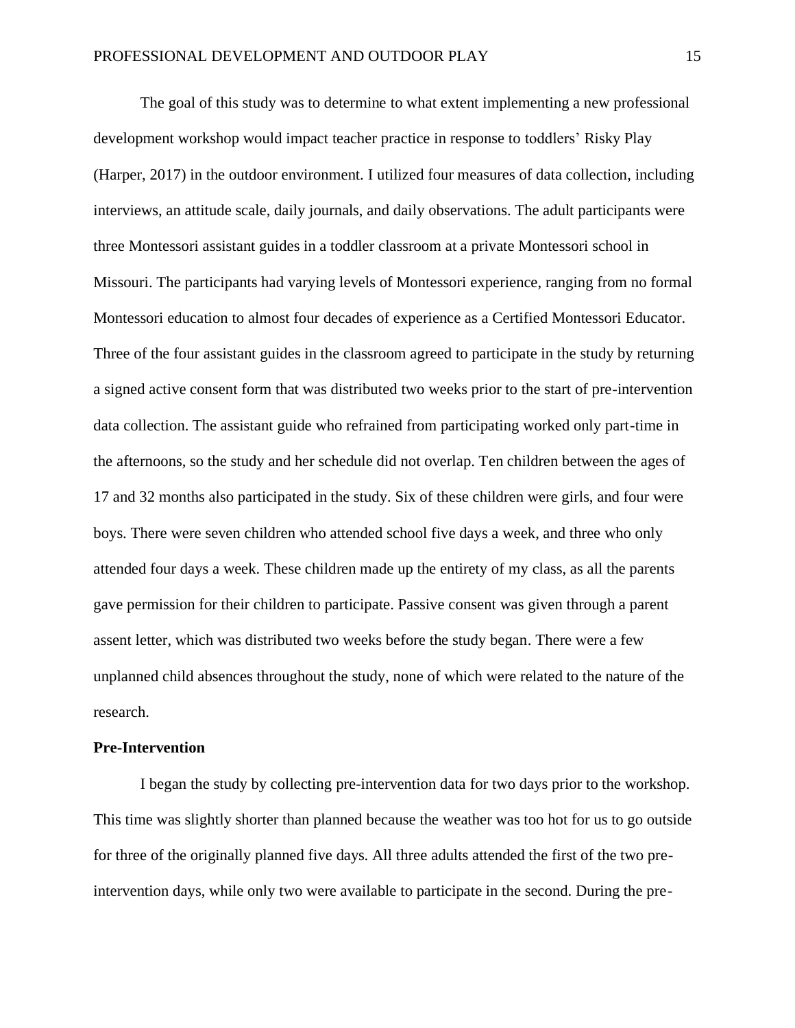The goal of this study was to determine to what extent implementing a new professional development workshop would impact teacher practice in response to toddlers' Risky Play (Harper, 2017) in the outdoor environment. I utilized four measures of data collection, including interviews, an attitude scale, daily journals, and daily observations. The adult participants were three Montessori assistant guides in a toddler classroom at a private Montessori school in Missouri. The participants had varying levels of Montessori experience, ranging from no formal Montessori education to almost four decades of experience as a Certified Montessori Educator. Three of the four assistant guides in the classroom agreed to participate in the study by returning a signed active consent form that was distributed two weeks prior to the start of pre-intervention data collection. The assistant guide who refrained from participating worked only part-time in the afternoons, so the study and her schedule did not overlap. Ten children between the ages of 17 and 32 months also participated in the study. Six of these children were girls, and four were boys. There were seven children who attended school five days a week, and three who only attended four days a week. These children made up the entirety of my class, as all the parents gave permission for their children to participate. Passive consent was given through a parent assent letter, which was distributed two weeks before the study began. There were a few unplanned child absences throughout the study, none of which were related to the nature of the research.

**Pre-Intervention**

I began the study by collecting pre-intervention data for two days prior to the workshop. This time was slightly shorter than planned because the weather was too hot for us to go outside for three of the originally planned five days. All three adults attended the first of the two pre-intervention days, while only two were available to participate in the second. During the pre-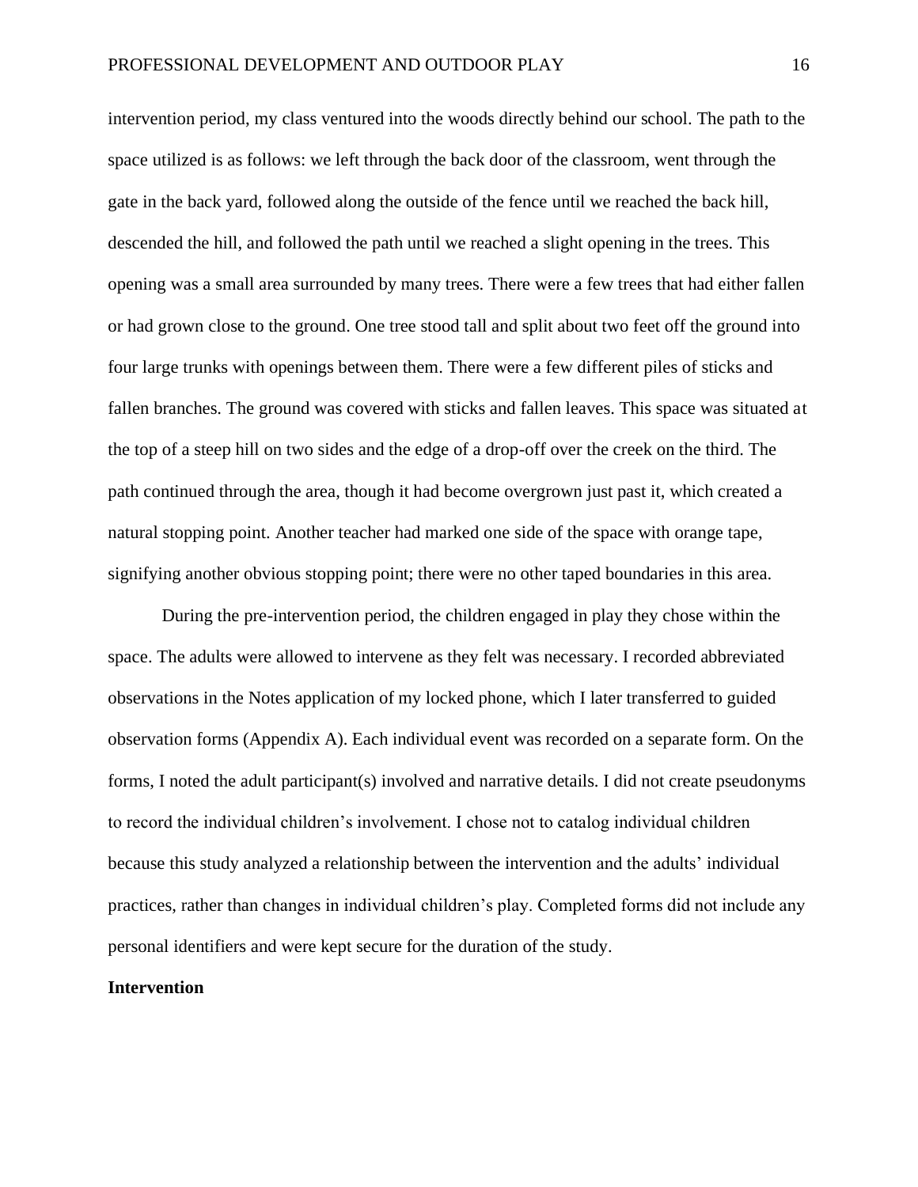intervention period, my class ventured into the woods directly behind our school. The path to the space utilized is as follows: we left through the back door of the classroom, went through the gate in the back yard, followed along the outside of the fence until we reached the back hill, descended the hill, and followed the path until we reached a slight opening in the trees. This opening was a small area surrounded by many trees. There were a few trees that had either fallen or had grown close to the ground. One tree stood tall and split about two feet off the ground into four large trunks with openings between them. There were a few different piles of sticks and fallen branches. The ground was covered with sticks and fallen leaves. This space was situated at the top of a steep hill on two sides and the edge of a drop-off over the creek on the third. The path continued through the area, though it had become overgrown just past it, which created a natural stopping point. Another teacher had marked one side of the space with orange tape, signifying another obvious stopping point; there were no other taped boundaries in this area.

During the pre-intervention period, the children engaged in play they chose within the space. The adults were allowed to intervene as they felt was necessary. I recorded abbreviated observations in the Notes application of my locked phone, which I later transferred to guided observation forms (Appendix A). Each individual event was recorded on a separate form. On the forms, I noted the adult participant(s) involved and narrative details. I did not create pseudonyms to record the individual children's involvement. I chose not to catalog individual children because this study analyzed a relationship between the intervention and the adults' individual practices, rather than changes in individual children's play. Completed forms did not include any personal identifiers and were kept secure for the duration of the study.

**Intervention**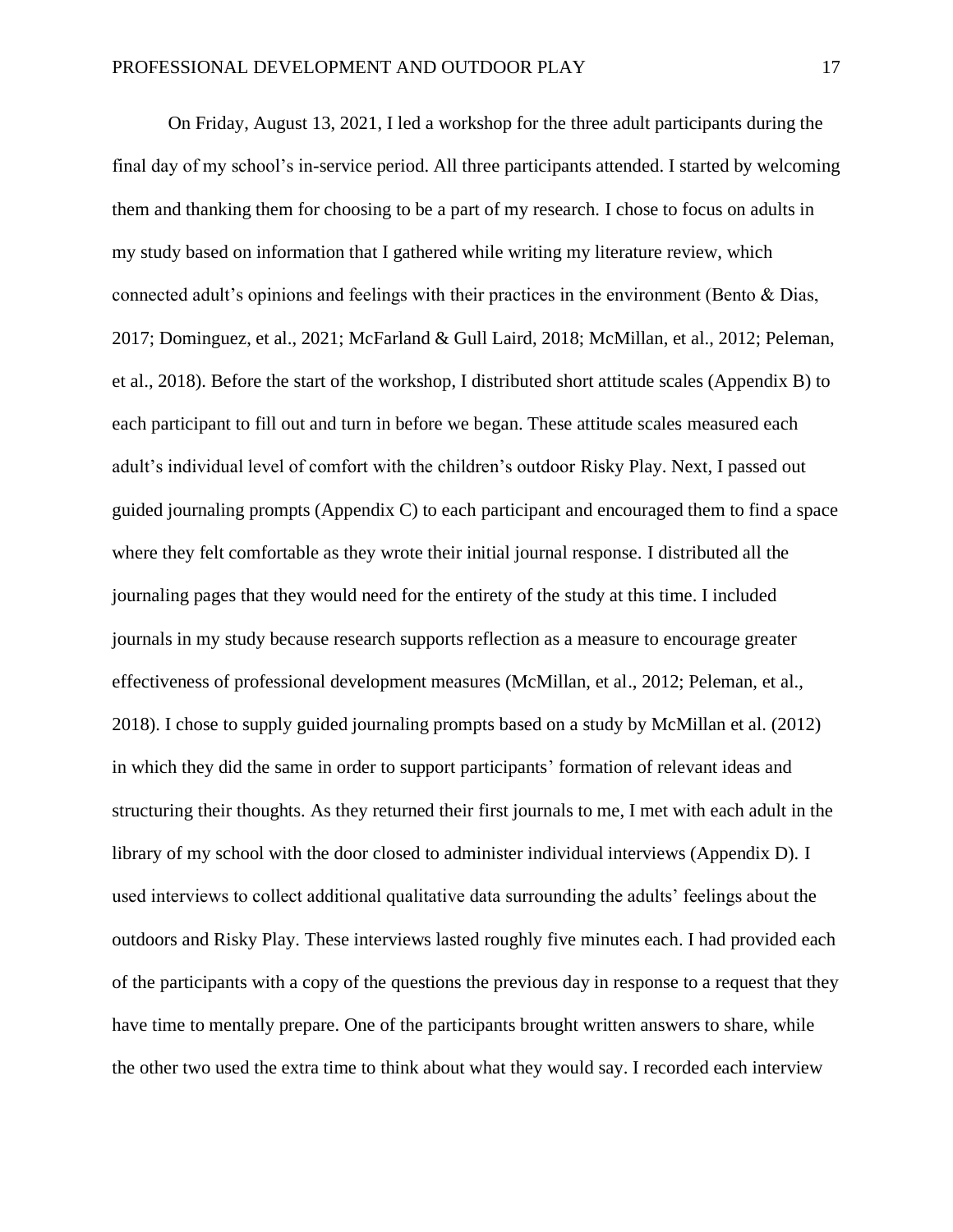On Friday, August 13, 2021, I led a workshop for the three adult participants during the final day of my school's in-service period. All three participants attended. I started by welcoming them and thanking them for choosing to be a part of my research. I chose to focus on adults in my study based on information that I gathered while writing my literature review, which connected adult's opinions and feelings with their practices in the environment (Bento & Dias, 2017; Dominguez, et al., 2021; McFarland & Gull Laird, 2018; McMillan, et al., 2012; Peleman, et al., 2018). Before the start of the workshop, I distributed short attitude scales (Appendix B) to each participant to fill out and turn in before we began. These attitude scales measured each adult's individual level of comfort with the children's outdoor Risky Play. Next, I passed out guided journaling prompts (Appendix C) to each participant and encouraged them to find a space where they felt comfortable as they wrote their initial journal response. I distributed all the journaling pages that they would need for the entirety of the study at this time. I included journals in my study because research supports reflection as a measure to encourage greater effectiveness of professional development measures (McMillan, et al., 2012; Peleman, et al., 2018). I chose to supply guided journaling prompts based on a study by McMillan et al. (2012) in which they did the same in order to support participants' formation of relevant ideas and structuring their thoughts. As they returned their first journals to me, I met with each adult in the library of my school with the door closed to administer individual interviews (Appendix D). I used interviews to collect additional qualitative data surrounding the adults' feelings about the outdoors and Risky Play. These interviews lasted roughly five minutes each. I had provided each of the participants with a copy of the questions the previous day in response to a request that they have time to mentally prepare. One of the participants brought written answers to share, while the other two used the extra time to think about what they would say. I recorded each interview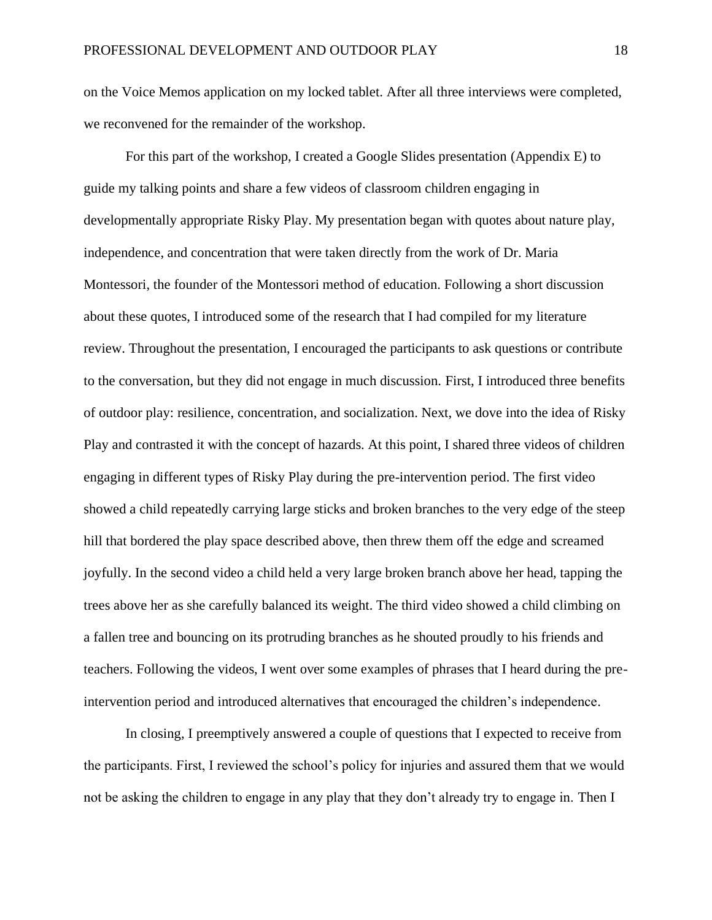on the Voice Memos application on my locked tablet. After all three interviews were completed, we reconvened for the remainder of the workshop.

For this part of the workshop, I created a Google Slides presentation (Appendix E) to guide my talking points and share a few videos of classroom children engaging in developmentally appropriate Risky Play. My presentation began with quotes about nature play, independence, and concentration that were taken directly from the work of Dr. Maria Montessori, the founder of the Montessori method of education. Following a short discussion about these quotes, I introduced some of the research that I had compiled for my literature review. Throughout the presentation, I encouraged the participants to ask questions or contribute to the conversation, but they did not engage in much discussion. First, I introduced three benefits of outdoor play: resilience, concentration, and socialization. Next, we dove into the idea of Risky Play and contrasted it with the concept of hazards. At this point, I shared three videos of children engaging in different types of Risky Play during the pre-intervention period. The first video showed a child repeatedly carrying large sticks and broken branches to the very edge of the steep hill that bordered the play space described above, then threw them off the edge and screamed joyfully. In the second video a child held a very large broken branch above her head, tapping the trees above her as she carefully balanced its weight. The third video showed a child climbing on a fallen tree and bouncing on its protruding branches as he shouted proudly to his friends and teachers. Following the videos, I went over some examples of phrases that I heard during the pre-intervention period and introduced alternatives that encouraged the children's independence.

In closing, I preemptively answered a couple of questions that I expected to receive from the participants. First, I reviewed the school's policy for injuries and assured them that we would not be asking the children to engage in any play that they don't already try to engage in. Then I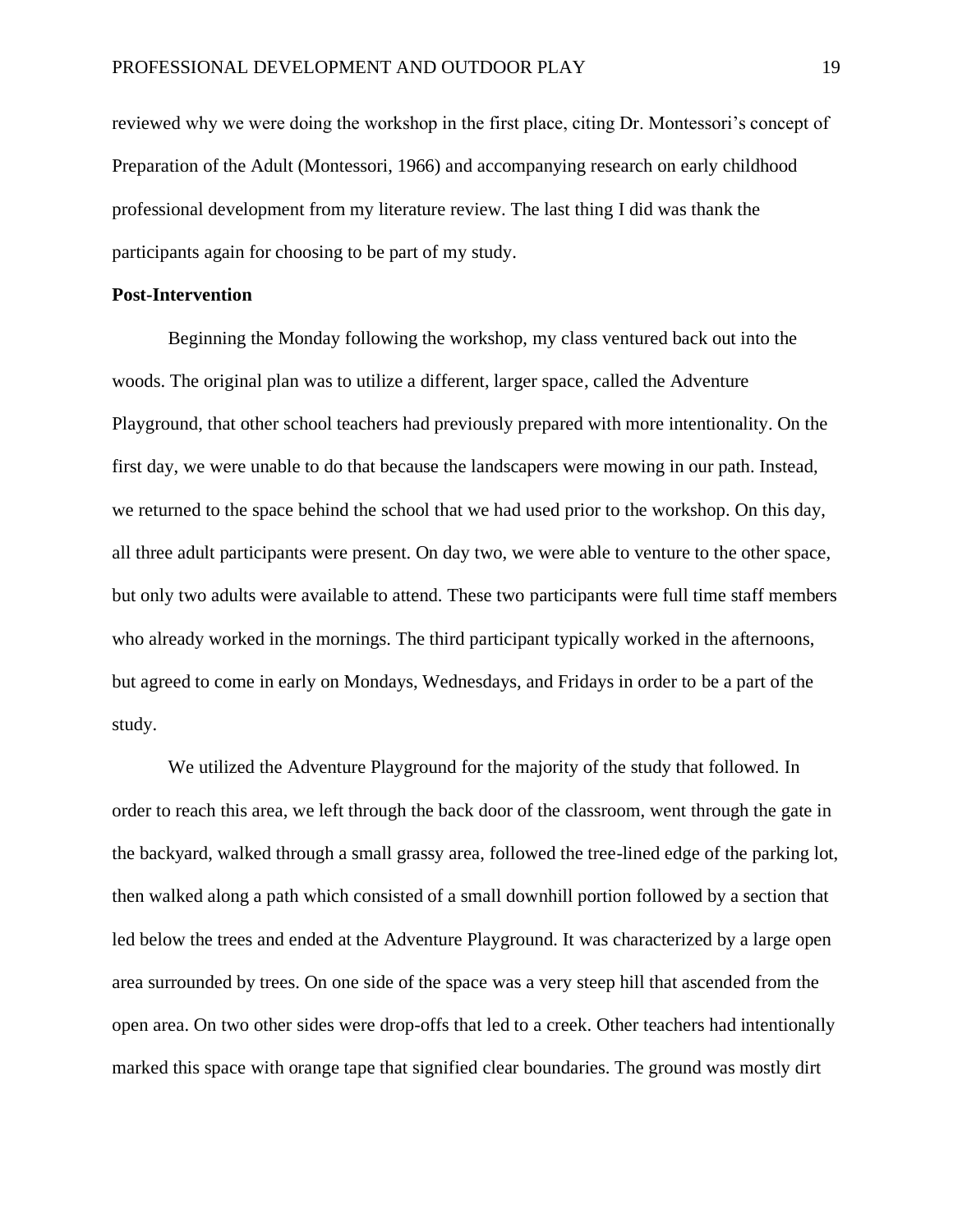reviewed why we were doing the workshop in the first place, citing Dr. Montessori's concept of Preparation of the Adult (Montessori, 1966) and accompanying research on early childhood professional development from my literature review. The last thing I did was thank the participants again for choosing to be part of my study.

**Post-Intervention**

Beginning the Monday following the workshop, my class ventured back out into the woods. The original plan was to utilize a different, larger space, called the Adventure Playground, that other school teachers had previously prepared with more intentionality. On the first day, we were unable to do that because the landscapers were mowing in our path. Instead, we returned to the space behind the school that we had used prior to the workshop. On this day, all three adult participants were present. On day two, we were able to venture to the other space, but only two adults were available to attend. These two participants were full time staff members who already worked in the mornings. The third participant typically worked in the afternoons, but agreed to come in early on Mondays, Wednesdays, and Fridays in order to be a part of the study.

We utilized the Adventure Playground for the majority of the study that followed. In order to reach this area, we left through the back door of the classroom, went through the gate in the backyard, walked through a small grassy area, followed the tree-lined edge of the parking lot, then walked along a path which consisted of a small downhill portion followed by a section that led below the trees and ended at the Adventure Playground. It was characterized by a large open area surrounded by trees. On one side of the space was a very steep hill that ascended from the open area. On two other sides were drop-offs that led to a creek. Other teachers had intentionally marked this space with orange tape that signified clear boundaries. The ground was mostly dirt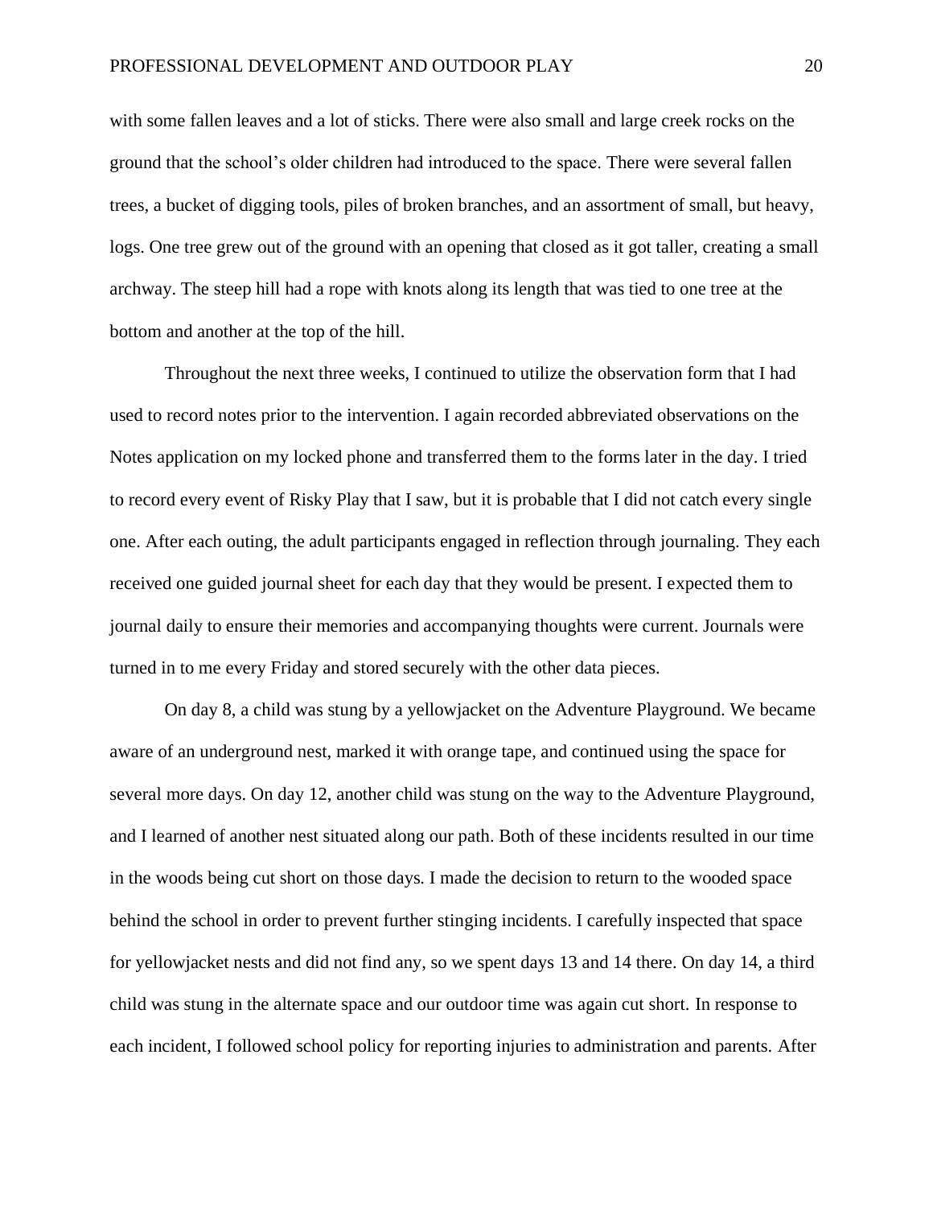with some fallen leaves and a lot of sticks. There were also small and large creek rocks on the ground that the school's older children had introduced to the space. There were several fallen trees, a bucket of digging tools, piles of broken branches, and an assortment of small, but heavy, logs. One tree grew out of the ground with an opening that closed as it got taller, creating a small archway. The steep hill had a rope with knots along its length that was tied to one tree at the bottom and another at the top of the hill.

Throughout the next three weeks, I continued to utilize the observation form that I had used to record notes prior to the intervention. I again recorded abbreviated observations on the Notes application on my locked phone and transferred them to the forms later in the day. I tried to record every event of Risky Play that I saw, but it is probable that I did not catch every single one. After each outing, the adult participants engaged in reflection through journaling. They each received one guided journal sheet for each day that they would be present. I expected them to journal daily to ensure their memories and accompanying thoughts were current. Journals were turned in to me every Friday and stored securely with the other data pieces.

On day 8, a child was stung by a yellowjacket on the Adventure Playground. We became aware of an underground nest, marked it with orange tape, and continued using the space for several more days. On day 12, another child was stung on the way to the Adventure Playground, and I learned of another nest situated along our path. Both of these incidents resulted in our time in the woods being cut short on those days. I made the decision to return to the wooded space behind the school in order to prevent further stinging incidents. I carefully inspected that space for yellowjacket nests and did not find any, so we spent days 13 and 14 there. On day 14, a third child was stung in the alternate space and our outdoor time was again cut short. In response to each incident, I followed school policy for reporting injuries to administration and parents. After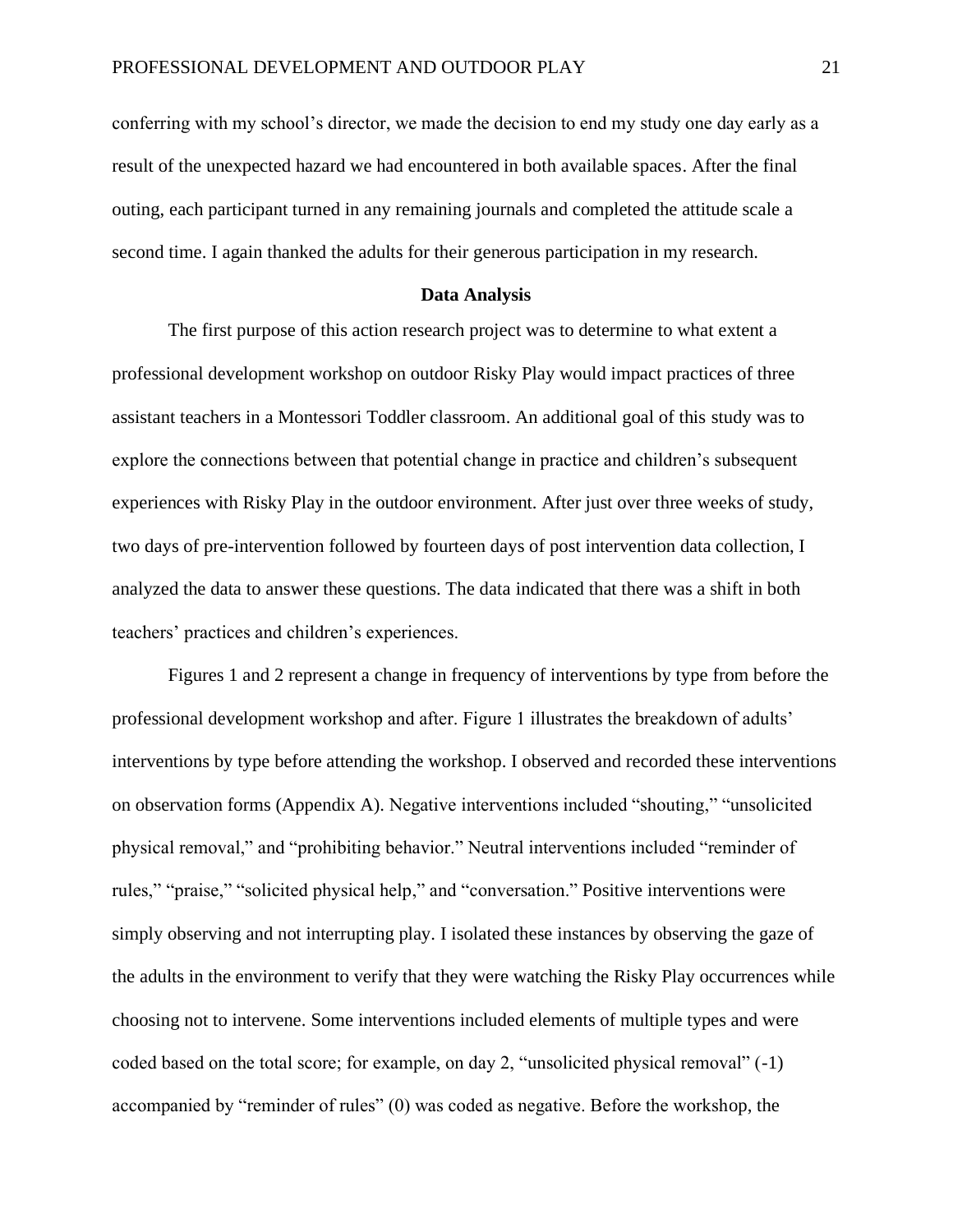conferring with my school's director, we made the decision to end my study one day early as a result of the unexpected hazard we had encountered in both available spaces. After the final outing, each participant turned in any remaining journals and completed the attitude scale a second time. I again thanked the adults for their generous participation in my research.

## Data Analysis

The first purpose of this action research project was to determine to what extent a professional development workshop on outdoor Risky Play would impact practices of three assistant teachers in a Montessori Toddler classroom. An additional goal of this study was to explore the connections between that potential change in practice and children's subsequent experiences with Risky Play in the outdoor environment. After just over three weeks of study, two days of pre-intervention followed by fourteen days of post intervention data collection, I analyzed the data to answer these questions. The data indicated that there was a shift in both teachers' practices and children's experiences.

Figures 1 and 2 represent a change in frequency of interventions by type from before the professional development workshop and after. Figure 1 illustrates the breakdown of adults' interventions by type before attending the workshop. I observed and recorded these interventions on observation forms (Appendix A). Negative interventions included "shouting," "unsolicited physical removal," and "prohibiting behavior." Neutral interventions included "reminder of rules," "praise," "solicited physical help," and "conversation." Positive interventions were simply observing and not interrupting play. I isolated these instances by observing the gaze of the adults in the environment to verify that they were watching the Risky Play occurrences while choosing not to intervene. Some interventions included elements of multiple types and were coded based on the total score; for example, on day 2, "unsolicited physical removal" (-1) accompanied by "reminder of rules" (0) was coded as negative. Before the workshop, the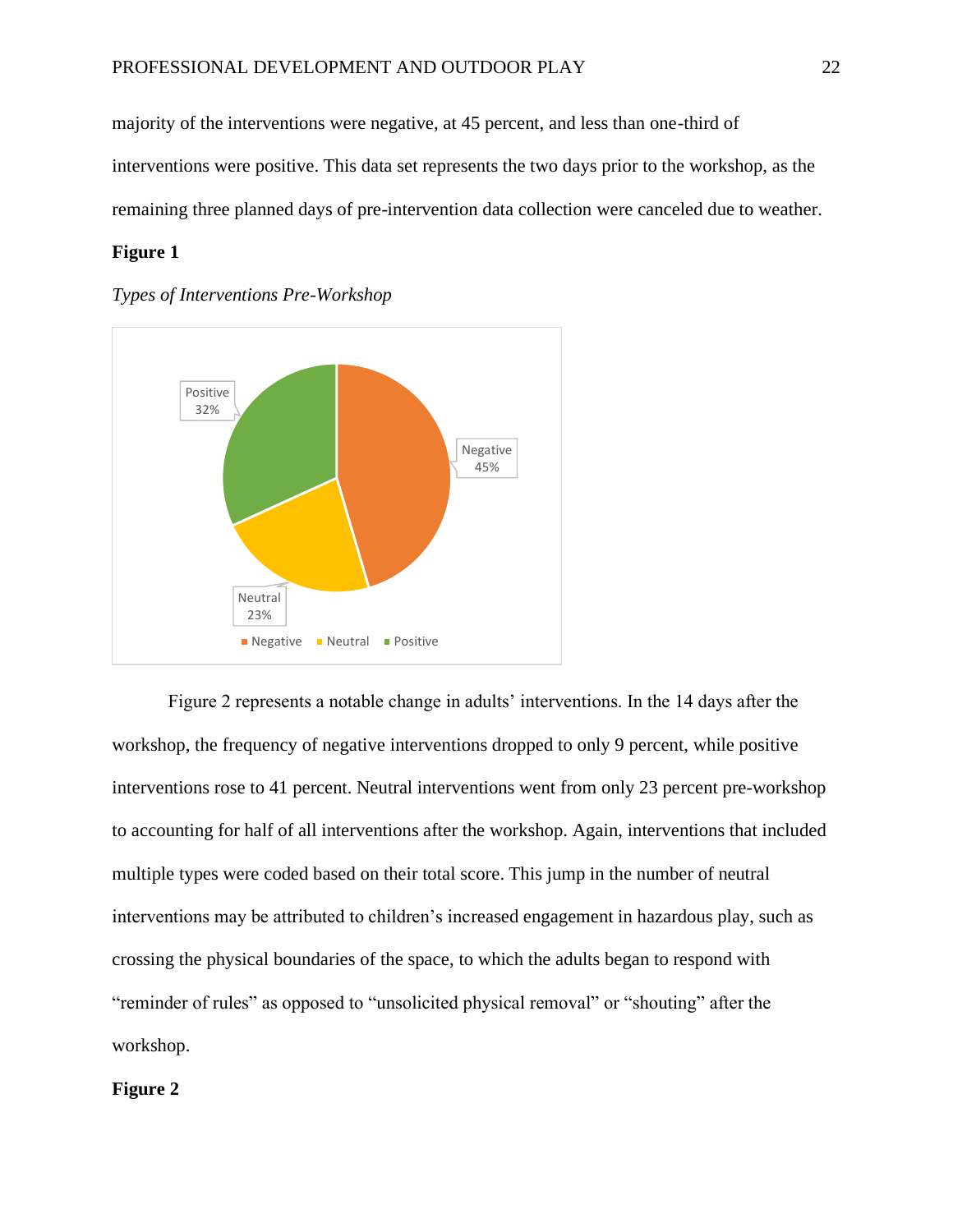majority of the interventions were negative, at 45 percent, and less than one-third of interventions were positive. This data set represents the two days prior to the workshop, as the remaining three planned days of pre-intervention data collection were canceled due to weather.

**Figure 1**

*Types of Interventions Pre-Workshop*

Figure 2 represents a notable change in adults' interventions. In the 14 days after the workshop, the frequency of negative interventions dropped to only 9 percent, while positive interventions rose to 41 percent. Neutral interventions went from only 23 percent pre-workshop to accounting for half of all interventions after the workshop. Again, interventions that included multiple types were coded based on their total score. This jump in the number of neutral interventions may be attributed to children's increased engagement in hazardous play, such as crossing the physical boundaries of the space, to which the adults began to respond with "reminder of rules" as opposed to "unsolicited physical removal" or "shouting" after the workshop.

**Figure 2**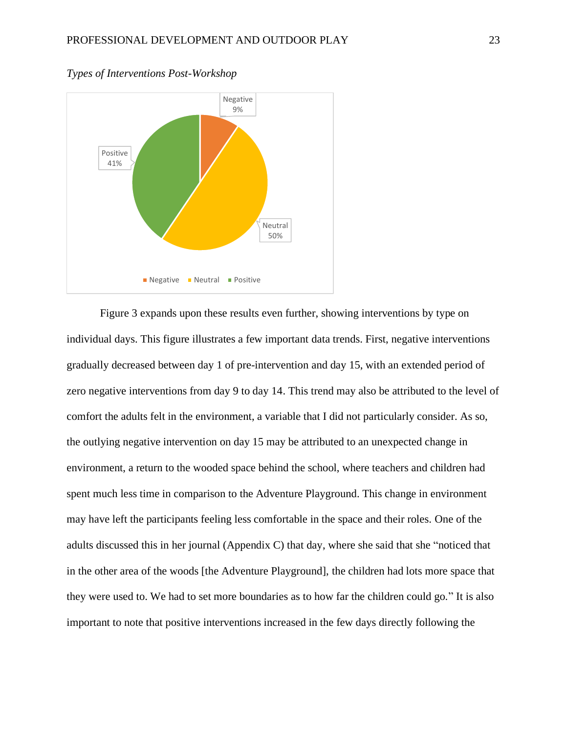*Types of Interventions Post-Workshop*

Figure 3 expands upon these results even further, showing interventions by type on individual days. This figure illustrates a few important data trends. First, negative interventions gradually decreased between day 1 of pre-intervention and day 15, with an extended period of zero negative interventions from day 9 to day 14. This trend may also be attributed to the level of comfort the adults felt in the environment, a variable that I did not particularly consider. As so, the outlying negative intervention on day 15 may be attributed to an unexpected change in environment, a return to the wooded space behind the school, where teachers and children had spent much less time in comparison to the Adventure Playground. This change in environment may have left the participants feeling less comfortable in the space and their roles. One of the adults discussed this in her journal (Appendix C) that day, where she said that she "noticed that in the other area of the woods [the Adventure Playground], the children had lots more space that they were used to. We had to set more boundaries as to how far the children could go." It is also important to note that positive interventions increased in the few days directly following the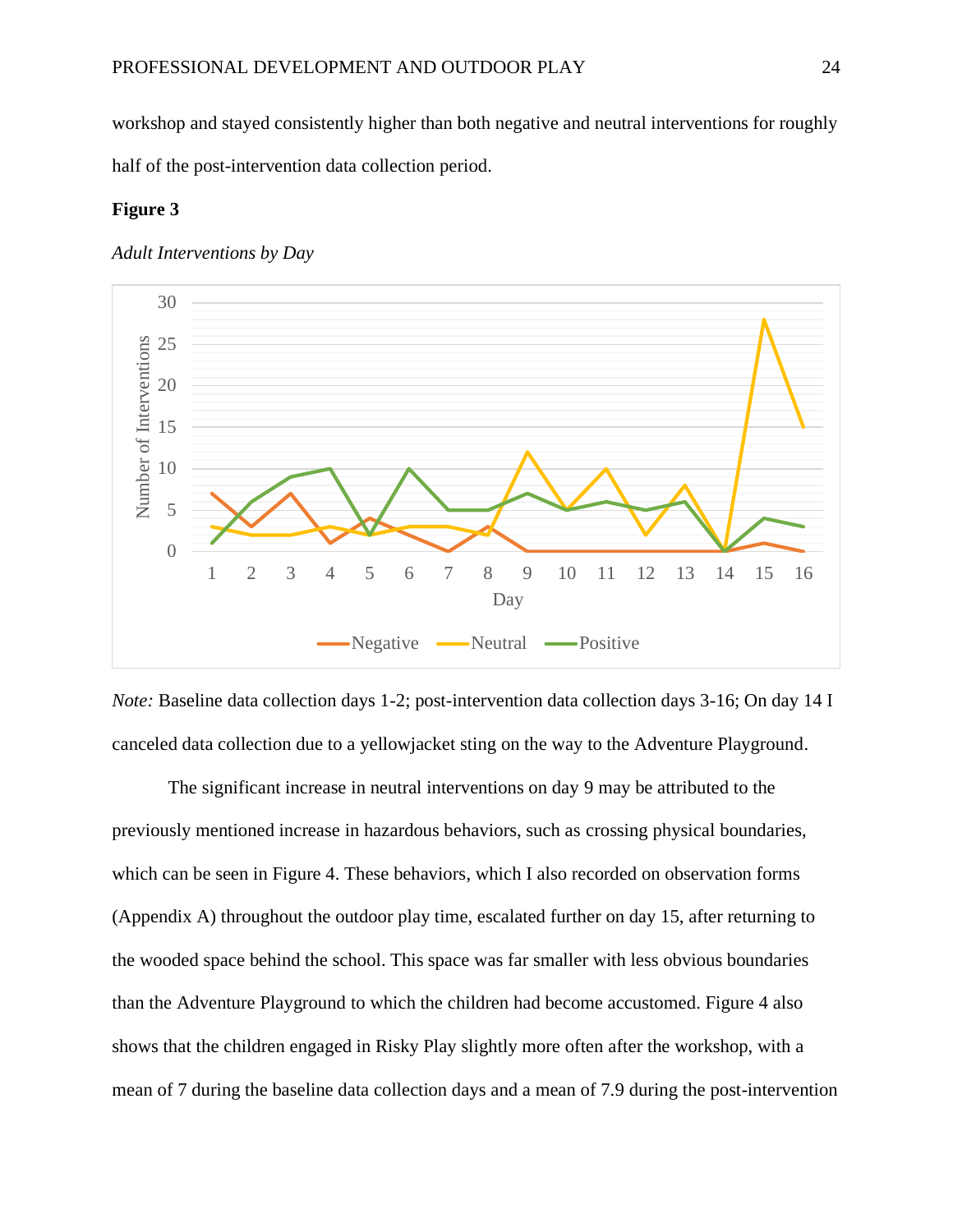workshop and stayed consistently higher than both negative and neutral interventions for roughly half of the post-intervention data collection period.

**Figure 3**

*Adult Interventions by Day*

*Note:* Baseline data collection days 1-2; post-intervention data collection days 3-16; On day 14 I canceled data collection due to a yellowjacket sting on the way to the Adventure Playground.

The significant increase in neutral interventions on day 9 may be attributed to the previously mentioned increase in hazardous behaviors, such as crossing physical boundaries, which can be seen in Figure 4. These behaviors, which I also recorded on observation forms (Appendix A) throughout the outdoor play time, escalated further on day 15, after returning to the wooded space behind the school. This space was far smaller with less obvious boundaries than the Adventure Playground to which the children had become accustomed. Figure 4 also shows that the children engaged in Risky Play slightly more often after the workshop, with a mean of 7 during the baseline data collection days and a mean of 7.9 during the post-intervention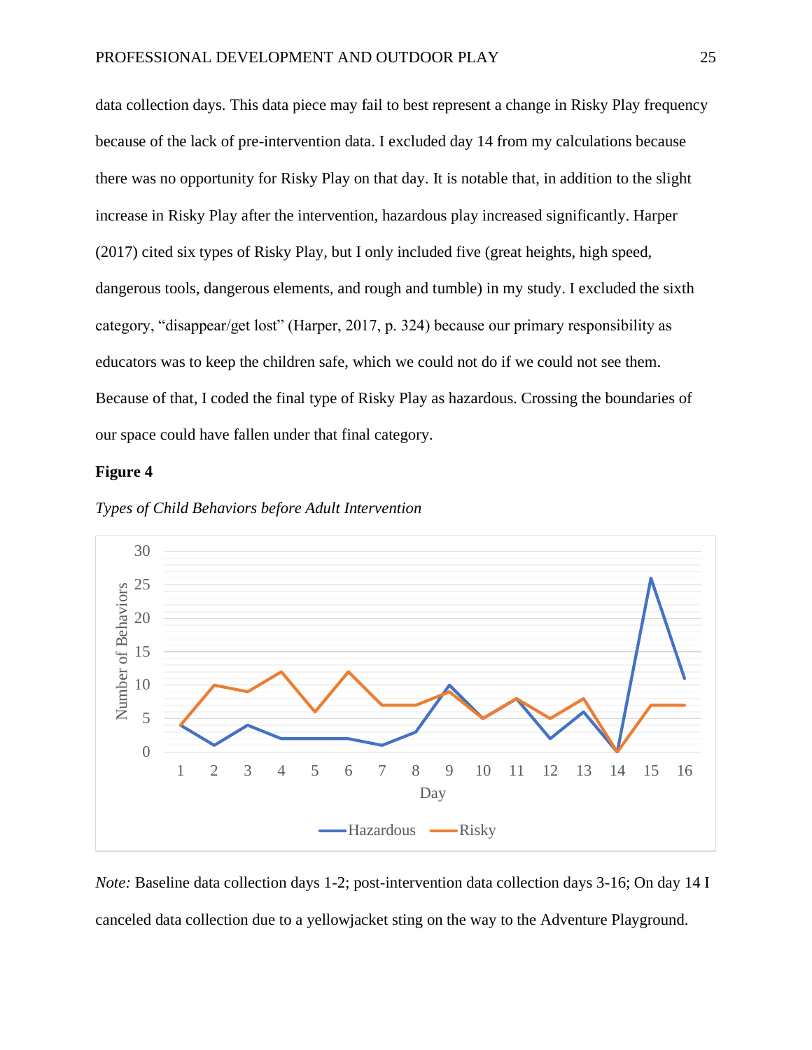data collection days. This data piece may fail to best represent a change in Risky Play frequency because of the lack of pre-intervention data. I excluded day 14 from my calculations because there was no opportunity for Risky Play on that day. It is notable that, in addition to the slight increase in Risky Play after the intervention, hazardous play increased significantly. Harper (2017) cited six types of Risky Play, but I only included five (great heights, high speed, dangerous tools, dangerous elements, and rough and tumble) in my study. I excluded the sixth category, "disappear/get lost" (Harper, 2017, p. 324) because our primary responsibility as educators was to keep the children safe, which we could not do if we could not see them. Because of that, I coded the final type of Risky Play as hazardous. Crossing the boundaries of our space could have fallen under that final category.

**Figure 4**

*Types of Child Behaviors before Adult Intervention*

*Note:* Baseline data collection days 1-2; post-intervention data collection days 3-16; On day 14 I canceled data collection due to a yellowjacket sting on the way to the Adventure Playground.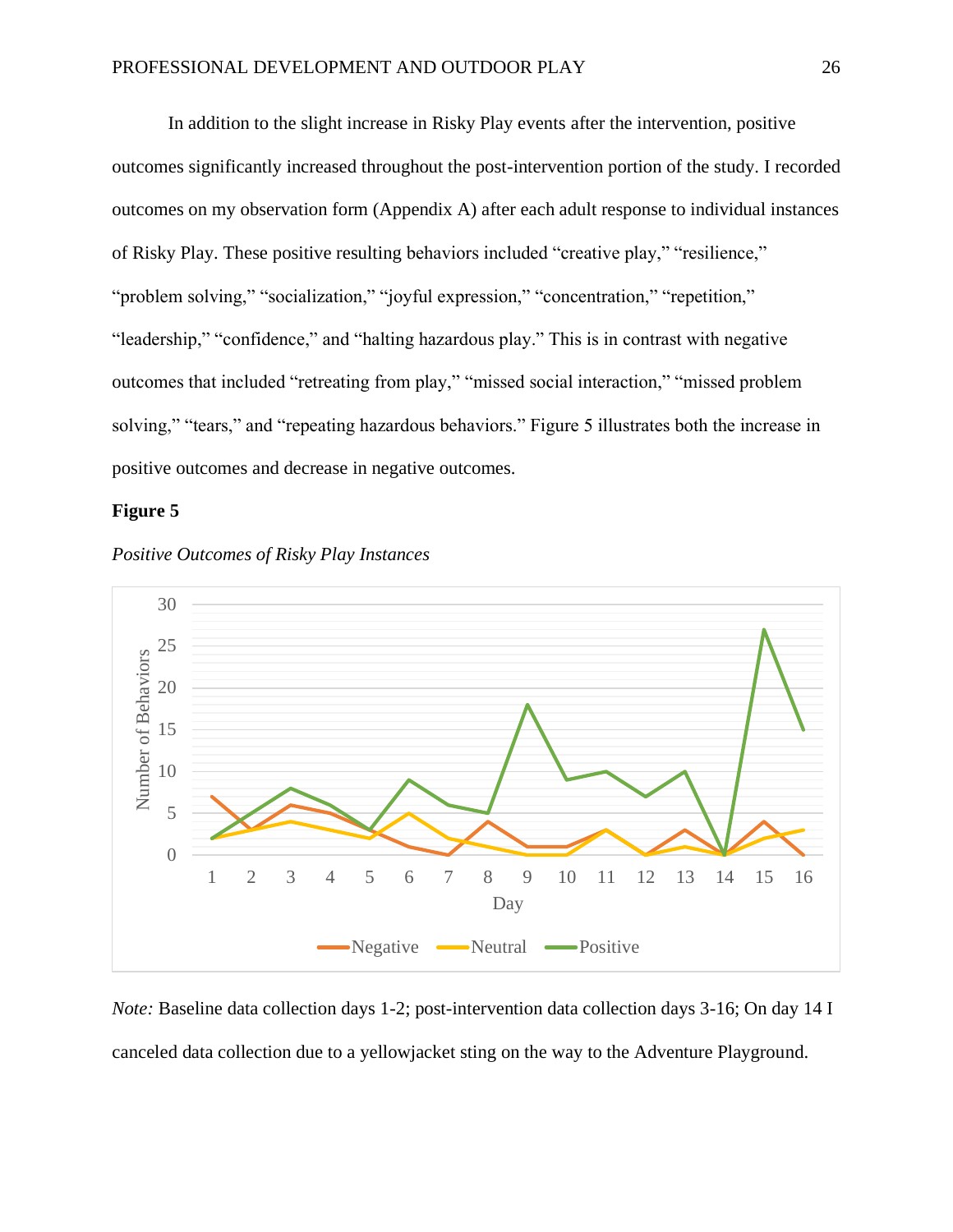In addition to the slight increase in Risky Play events after the intervention, positive outcomes significantly increased throughout the post-intervention portion of the study. I recorded outcomes on my observation form (Appendix A) after each adult response to individual instances of Risky Play. These positive resulting behaviors included "creative play," "resilience," "problem solving," "socialization," "joyful expression," "concentration," "repetition," "leadership," "confidence," and "halting hazardous play." This is in contrast with negative outcomes that included "retreating from play," "missed social interaction," "missed problem solving," "tears," and "repeating hazardous behaviors." Figure 5 illustrates both the increase in positive outcomes and decrease in negative outcomes.

**Figure 5**

*Positive Outcomes of Risky Play Instances*

*Note:* Baseline data collection days 1-2; post-intervention data collection days 3-16; On day 14 I canceled data collection due to a yellowjacket sting on the way to the Adventure Playground.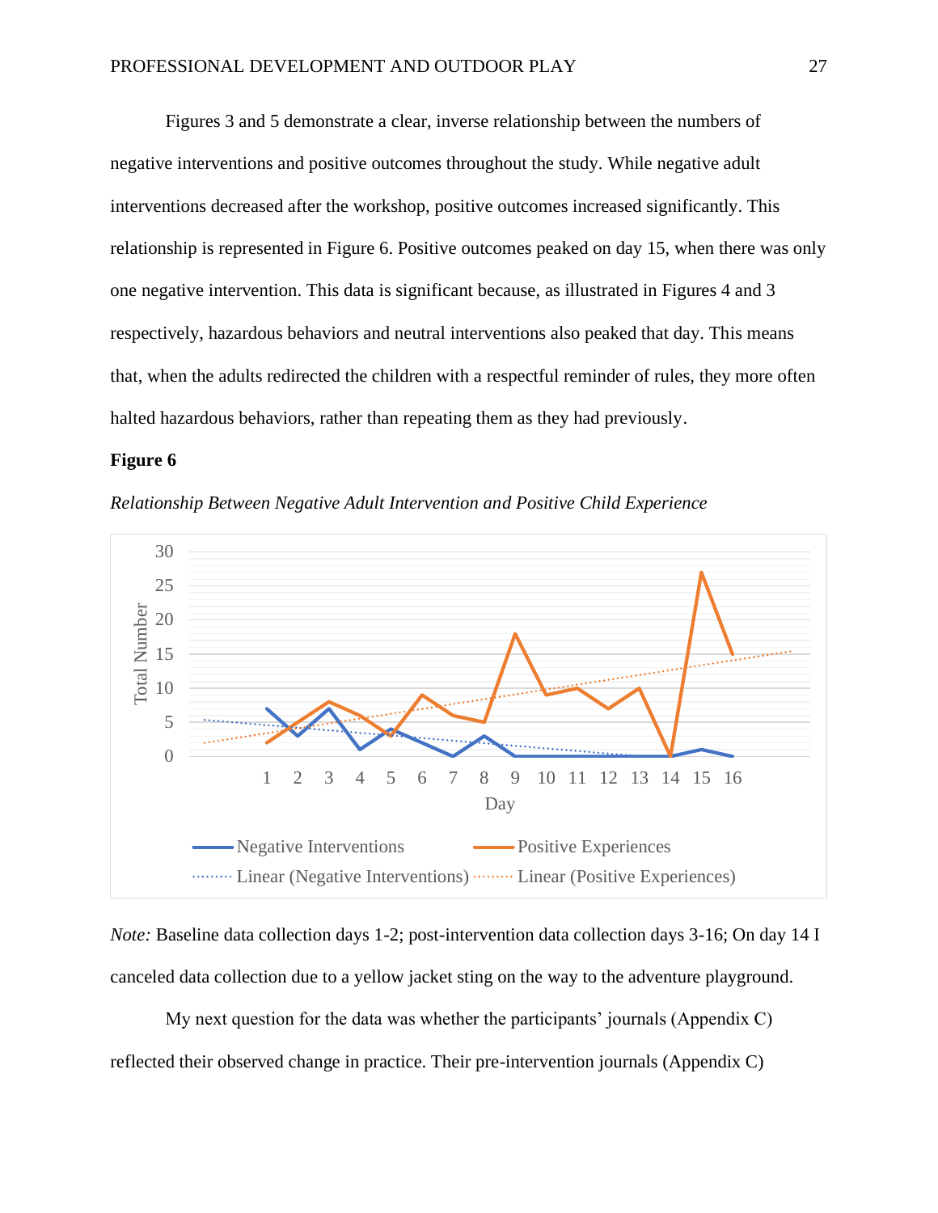Figures 3 and 5 demonstrate a clear, inverse relationship between the numbers of negative interventions and positive outcomes throughout the study. While negative adult interventions decreased after the workshop, positive outcomes increased significantly. This relationship is represented in Figure 6. Positive outcomes peaked on day 15, when there was only one negative intervention. This data is significant because, as illustrated in Figures 4 and 3 respectively, hazardous behaviors and neutral interventions also peaked that day. This means that, when the adults redirected the children with a respectful reminder of rules, they more often halted hazardous behaviors, rather than repeating them as they had previously.

**Figure 6**

*Relationship Between Negative Adult Intervention and Positive Child Experience*

*Note:* Baseline data collection days 1-2; post-intervention data collection days 3-16; On day 14 I canceled data collection due to a yellow jacket sting on the way to the adventure playground.

My next question for the data was whether the participants' journals (Appendix C) reflected their observed change in practice. Their pre-intervention journals (Appendix C)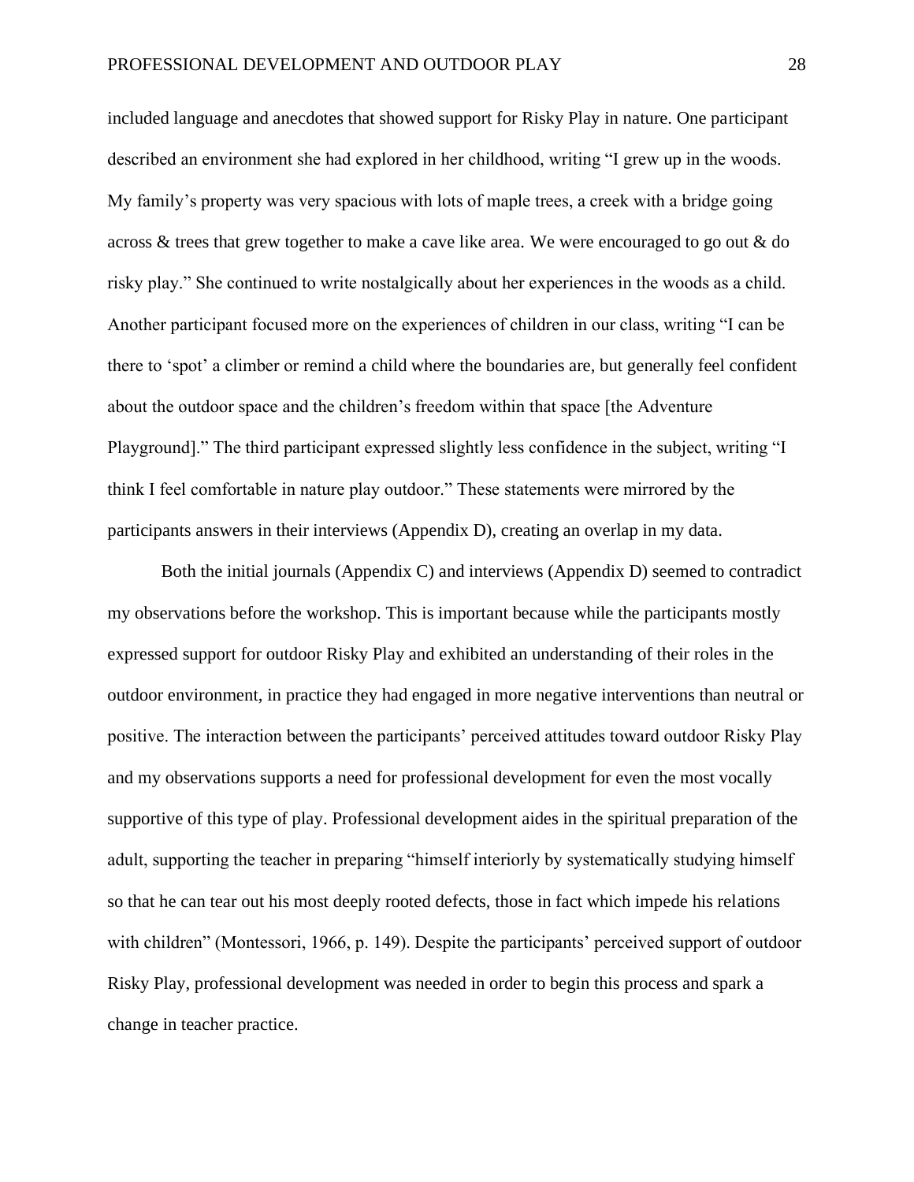included language and anecdotes that showed support for Risky Play in nature. One participant described an environment she had explored in her childhood, writing "I grew up in the woods. My family's property was very spacious with lots of maple trees, a creek with a bridge going across & trees that grew together to make a cave like area. We were encouraged to go out & do risky play." She continued to write nostalgically about her experiences in the woods as a child. Another participant focused more on the experiences of children in our class, writing "I can be there to 'spot' a climber or remind a child where the boundaries are, but generally feel confident about the outdoor space and the children's freedom within that space [the Adventure Playground]." The third participant expressed slightly less confidence in the subject, writing "I think I feel comfortable in nature play outdoor." These statements were mirrored by the participants answers in their interviews (Appendix D), creating an overlap in my data.

Both the initial journals (Appendix C) and interviews (Appendix D) seemed to contradict my observations before the workshop. This is important because while the participants mostly expressed support for outdoor Risky Play and exhibited an understanding of their roles in the outdoor environment, in practice they had engaged in more negative interventions than neutral or positive. The interaction between the participants' perceived attitudes toward outdoor Risky Play and my observations supports a need for professional development for even the most vocally supportive of this type of play. Professional development aides in the spiritual preparation of the adult, supporting the teacher in preparing "himself interiorly by systematically studying himself so that he can tear out his most deeply rooted defects, those in fact which impede his relations with children" (Montessori, 1966, p. 149). Despite the participants' perceived support of outdoor Risky Play, professional development was needed in order to begin this process and spark a change in teacher practice.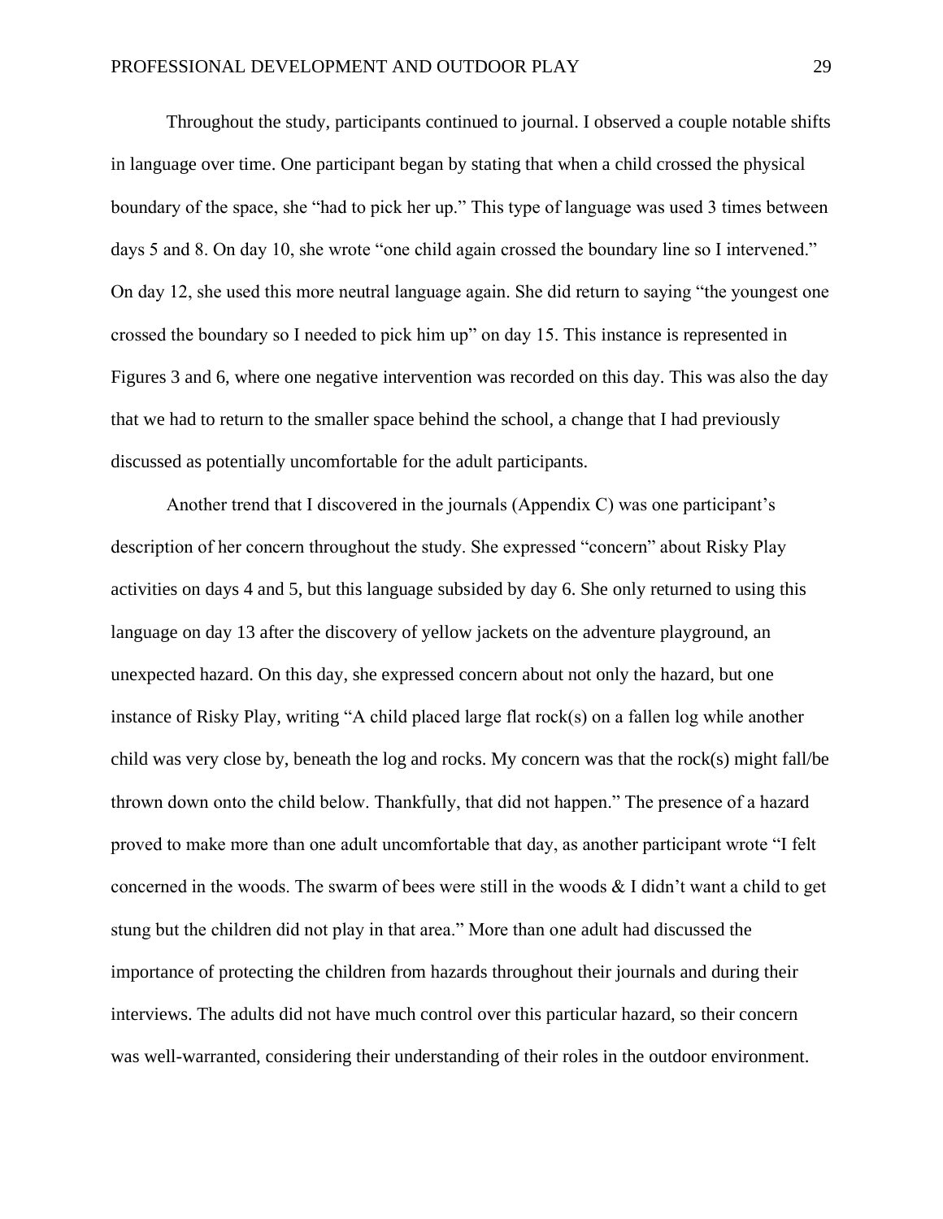Throughout the study, participants continued to journal. I observed a couple notable shifts in language over time. One participant began by stating that when a child crossed the physical boundary of the space, she "had to pick her up." This type of language was used 3 times between days 5 and 8. On day 10, she wrote "one child again crossed the boundary line so I intervened." On day 12, she used this more neutral language again. She did return to saying "the youngest one crossed the boundary so I needed to pick him up" on day 15. This instance is represented in Figures 3 and 6, where one negative intervention was recorded on this day. This was also the day that we had to return to the smaller space behind the school, a change that I had previously discussed as potentially uncomfortable for the adult participants.

Another trend that I discovered in the journals (Appendix C) was one participant's description of her concern throughout the study. She expressed "concern" about Risky Play activities on days 4 and 5, but this language subsided by day 6. She only returned to using this language on day 13 after the discovery of yellow jackets on the adventure playground, an unexpected hazard. On this day, she expressed concern about not only the hazard, but one instance of Risky Play, writing "A child placed large flat rock(s) on a fallen log while another child was very close by, beneath the log and rocks. My concern was that the rock(s) might fall/be thrown down onto the child below. Thankfully, that did not happen." The presence of a hazard proved to make more than one adult uncomfortable that day, as another participant wrote "I felt concerned in the woods. The swarm of bees were still in the woods & I didn't want a child to get stung but the children did not play in that area." More than one adult had discussed the importance of protecting the children from hazards throughout their journals and during their interviews. The adults did not have much control over this particular hazard, so their concern was well-warranted, considering their understanding of their roles in the outdoor environment.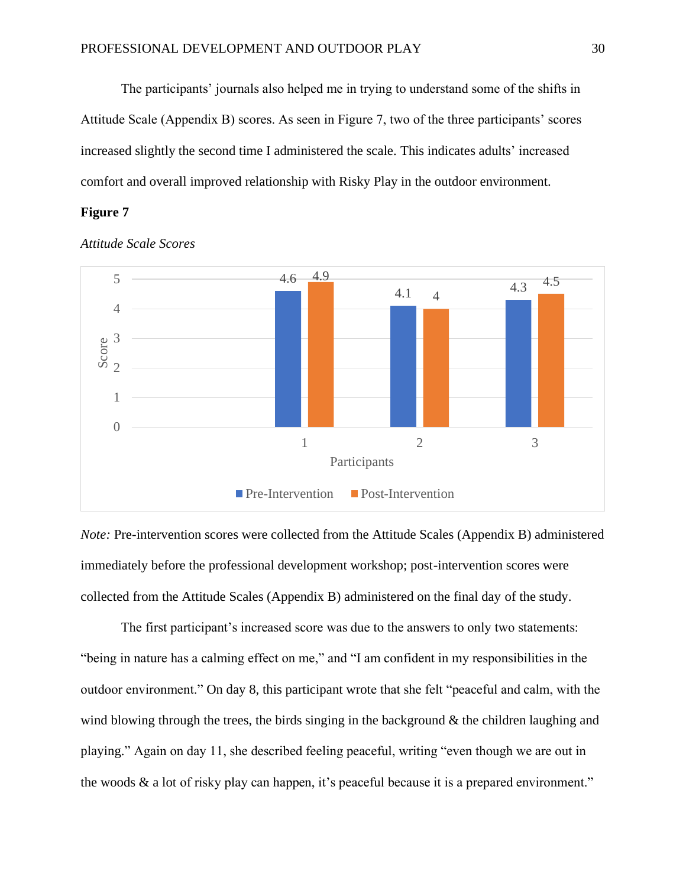The participants' journals also helped me in trying to understand some of the shifts in Attitude Scale (Appendix B) scores. As seen in Figure 7, two of the three participants' scores increased slightly the second time I administered the scale. This indicates adults' increased comfort and overall improved relationship with Risky Play in the outdoor environment.

**Figure 7**

*Attitude Scale Scores*

| Participants | Pre-Intervention | Post-Intervention |
|---|---|---|
| 1 | 4.6 | 4.9 |
| 2 | 4.1 | 4 |
| 3 | 4.3 | 4.5 |

*Note:* Pre-intervention scores were collected from the Attitude Scales (Appendix B) administered immediately before the professional development workshop; post-intervention scores were collected from the Attitude Scales (Appendix B) administered on the final day of the study.

The first participant's increased score was due to the answers to only two statements: "being in nature has a calming effect on me," and "I am confident in my responsibilities in the outdoor environment." On day 8, this participant wrote that she felt "peaceful and calm, with the wind blowing through the trees, the birds singing in the background & the children laughing and playing." Again on day 11, she described feeling peaceful, writing "even though we are out in the woods & a lot of risky play can happen, it's peaceful because it is a prepared environment."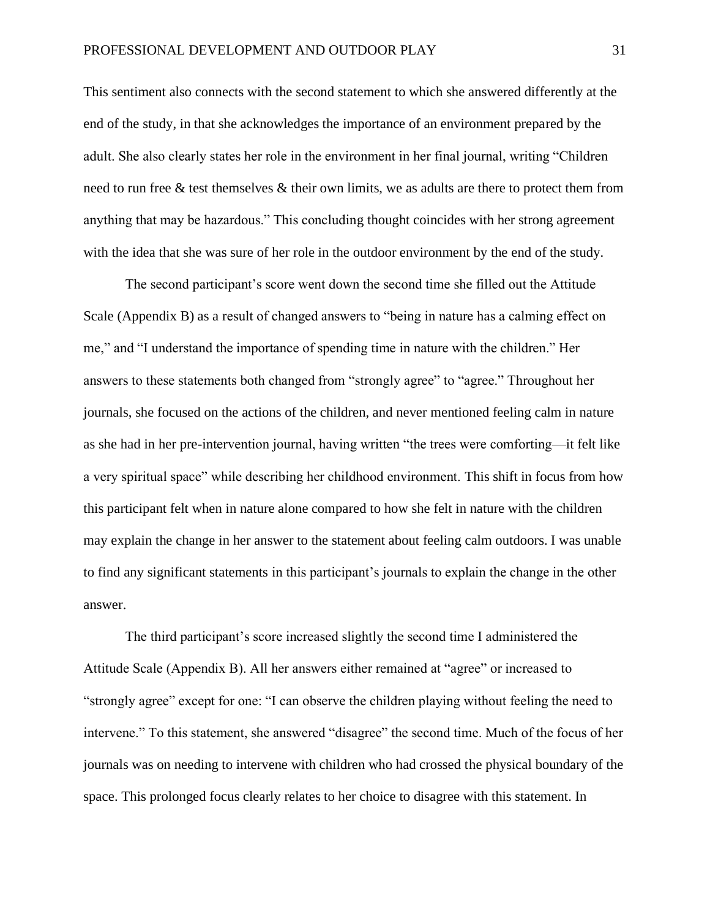This sentiment also connects with the second statement to which she answered differently at the end of the study, in that she acknowledges the importance of an environment prepared by the adult. She also clearly states her role in the environment in her final journal, writing "Children need to run free & test themselves & their own limits, we as adults are there to protect them from anything that may be hazardous." This concluding thought coincides with her strong agreement with the idea that she was sure of her role in the outdoor environment by the end of the study.

The second participant's score went down the second time she filled out the Attitude Scale (Appendix B) as a result of changed answers to "being in nature has a calming effect on me," and "I understand the importance of spending time in nature with the children." Her answers to these statements both changed from "strongly agree" to "agree." Throughout her journals, she focused on the actions of the children, and never mentioned feeling calm in nature as she had in her pre-intervention journal, having written "the trees were comforting—it felt like a very spiritual space" while describing her childhood environment. This shift in focus from how this participant felt when in nature alone compared to how she felt in nature with the children may explain the change in her answer to the statement about feeling calm outdoors. I was unable to find any significant statements in this participant's journals to explain the change in the other answer.

The third participant's score increased slightly the second time I administered the Attitude Scale (Appendix B). All her answers either remained at "agree" or increased to "strongly agree" except for one: "I can observe the children playing without feeling the need to intervene." To this statement, she answered "disagree" the second time. Much of the focus of her journals was on needing to intervene with children who had crossed the physical boundary of the space. This prolonged focus clearly relates to her choice to disagree with this statement. In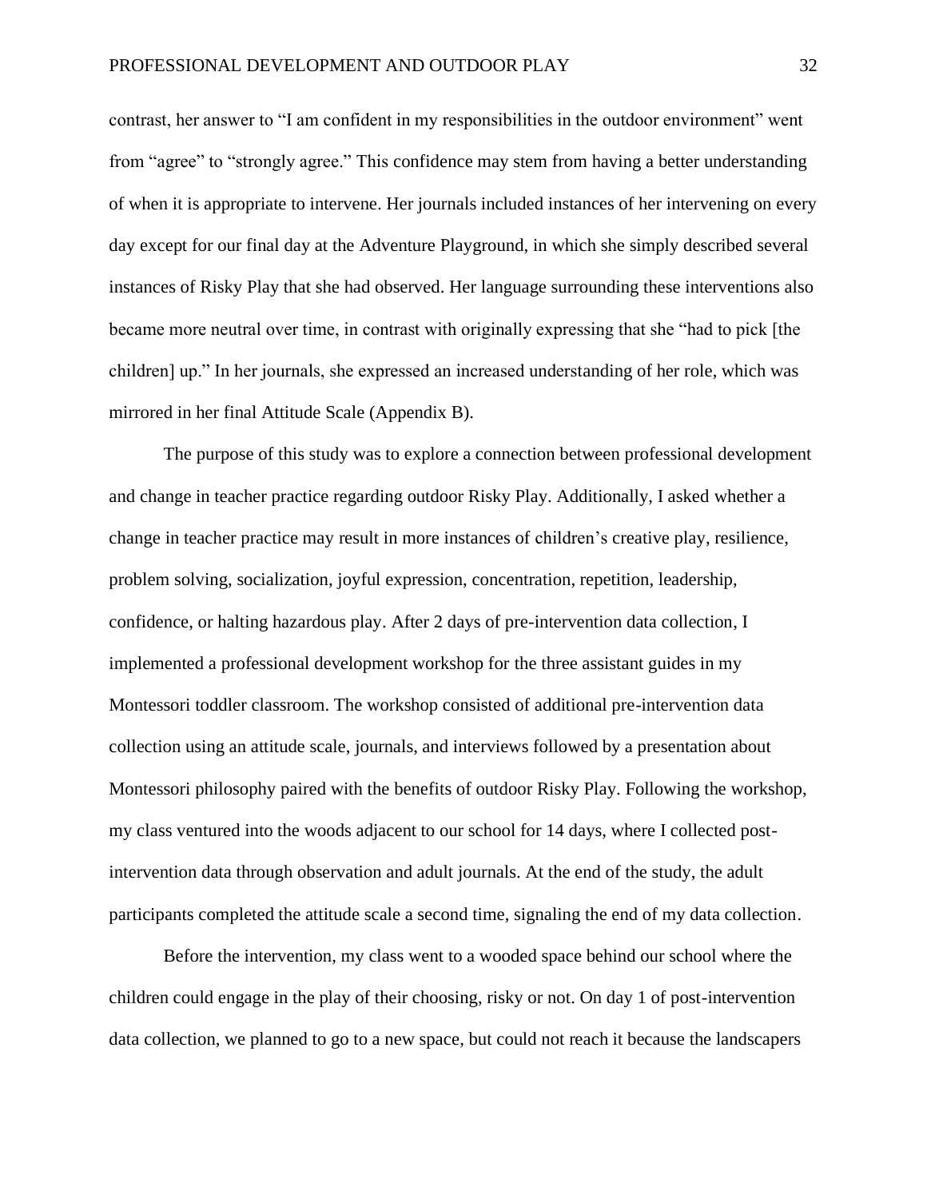contrast, her answer to "I am confident in my responsibilities in the outdoor environment" went from "agree" to "strongly agree." This confidence may stem from having a better understanding of when it is appropriate to intervene. Her journals included instances of her intervening on every day except for our final day at the Adventure Playground, in which she simply described several instances of Risky Play that she had observed. Her language surrounding these interventions also became more neutral over time, in contrast with originally expressing that she "had to pick [the children] up." In her journals, she expressed an increased understanding of her role, which was mirrored in her final Attitude Scale (Appendix B).

The purpose of this study was to explore a connection between professional development and change in teacher practice regarding outdoor Risky Play. Additionally, I asked whether a change in teacher practice may result in more instances of children's creative play, resilience, problem solving, socialization, joyful expression, concentration, repetition, leadership, confidence, or halting hazardous play. After 2 days of pre-intervention data collection, I implemented a professional development workshop for the three assistant guides in my Montessori toddler classroom. The workshop consisted of additional pre-intervention data collection using an attitude scale, journals, and interviews followed by a presentation about Montessori philosophy paired with the benefits of outdoor Risky Play. Following the workshop, my class ventured into the woods adjacent to our school for 14 days, where I collected post-intervention data through observation and adult journals. At the end of the study, the adult participants completed the attitude scale a second time, signaling the end of my data collection.

Before the intervention, my class went to a wooded space behind our school where the children could engage in the play of their choosing, risky or not. On day 1 of post-intervention data collection, we planned to go to a new space, but could not reach it because the landscapers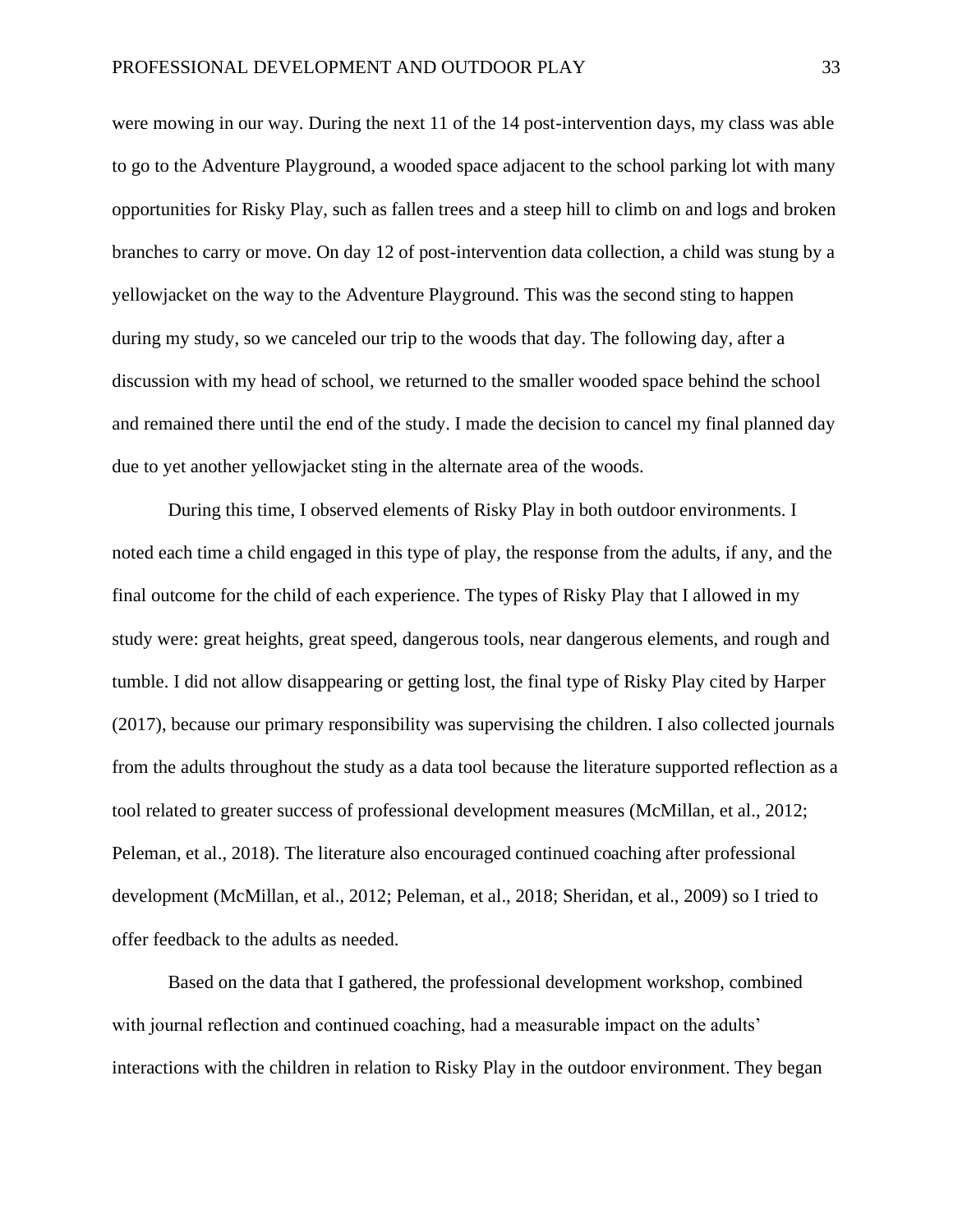were mowing in our way. During the next 11 of the 14 post-intervention days, my class was able to go to the Adventure Playground, a wooded space adjacent to the school parking lot with many opportunities for Risky Play, such as fallen trees and a steep hill to climb on and logs and broken branches to carry or move. On day 12 of post-intervention data collection, a child was stung by a yellowjacket on the way to the Adventure Playground. This was the second sting to happen during my study, so we canceled our trip to the woods that day. The following day, after a discussion with my head of school, we returned to the smaller wooded space behind the school and remained there until the end of the study. I made the decision to cancel my final planned day due to yet another yellowjacket sting in the alternate area of the woods.

During this time, I observed elements of Risky Play in both outdoor environments. I noted each time a child engaged in this type of play, the response from the adults, if any, and the final outcome for the child of each experience. The types of Risky Play that I allowed in my study were: great heights, great speed, dangerous tools, near dangerous elements, and rough and tumble. I did not allow disappearing or getting lost, the final type of Risky Play cited by Harper (2017), because our primary responsibility was supervising the children. I also collected journals from the adults throughout the study as a data tool because the literature supported reflection as a tool related to greater success of professional development measures (McMillan, et al., 2012; Peleman, et al., 2018). The literature also encouraged continued coaching after professional development (McMillan, et al., 2012; Peleman, et al., 2018; Sheridan, et al., 2009) so I tried to offer feedback to the adults as needed.

Based on the data that I gathered, the professional development workshop, combined with journal reflection and continued coaching, had a measurable impact on the adults' interactions with the children in relation to Risky Play in the outdoor environment. They began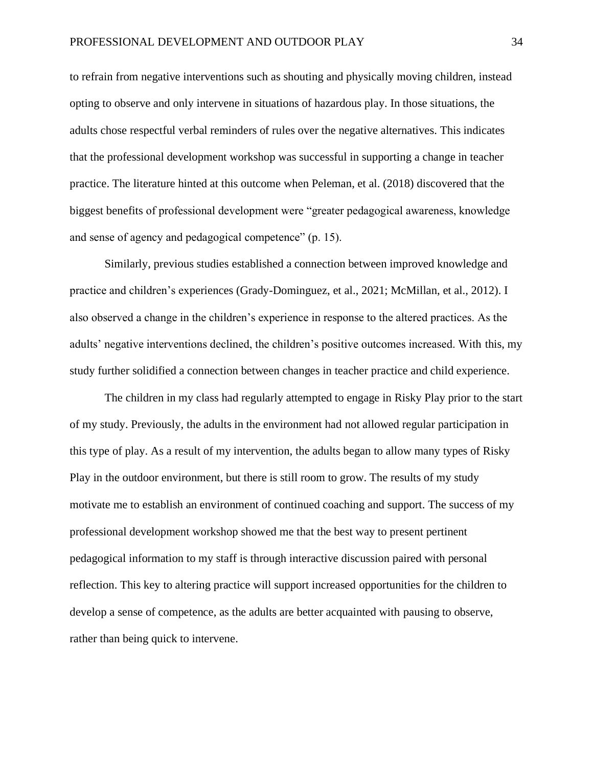to refrain from negative interventions such as shouting and physically moving children, instead opting to observe and only intervene in situations of hazardous play. In those situations, the adults chose respectful verbal reminders of rules over the negative alternatives. This indicates that the professional development workshop was successful in supporting a change in teacher practice. The literature hinted at this outcome when Peleman, et al. (2018) discovered that the biggest benefits of professional development were "greater pedagogical awareness, knowledge and sense of agency and pedagogical competence" (p. 15).

Similarly, previous studies established a connection between improved knowledge and practice and children's experiences (Grady-Dominguez, et al., 2021; McMillan, et al., 2012). I also observed a change in the children's experience in response to the altered practices. As the adults' negative interventions declined, the children's positive outcomes increased. With this, my study further solidified a connection between changes in teacher practice and child experience.

The children in my class had regularly attempted to engage in Risky Play prior to the start of my study. Previously, the adults in the environment had not allowed regular participation in this type of play. As a result of my intervention, the adults began to allow many types of Risky Play in the outdoor environment, but there is still room to grow. The results of my study motivate me to establish an environment of continued coaching and support. The success of my professional development workshop showed me that the best way to present pertinent pedagogical information to my staff is through interactive discussion paired with personal reflection. This key to altering practice will support increased opportunities for the children to develop a sense of competence, as the adults are better acquainted with pausing to observe, rather than being quick to intervene.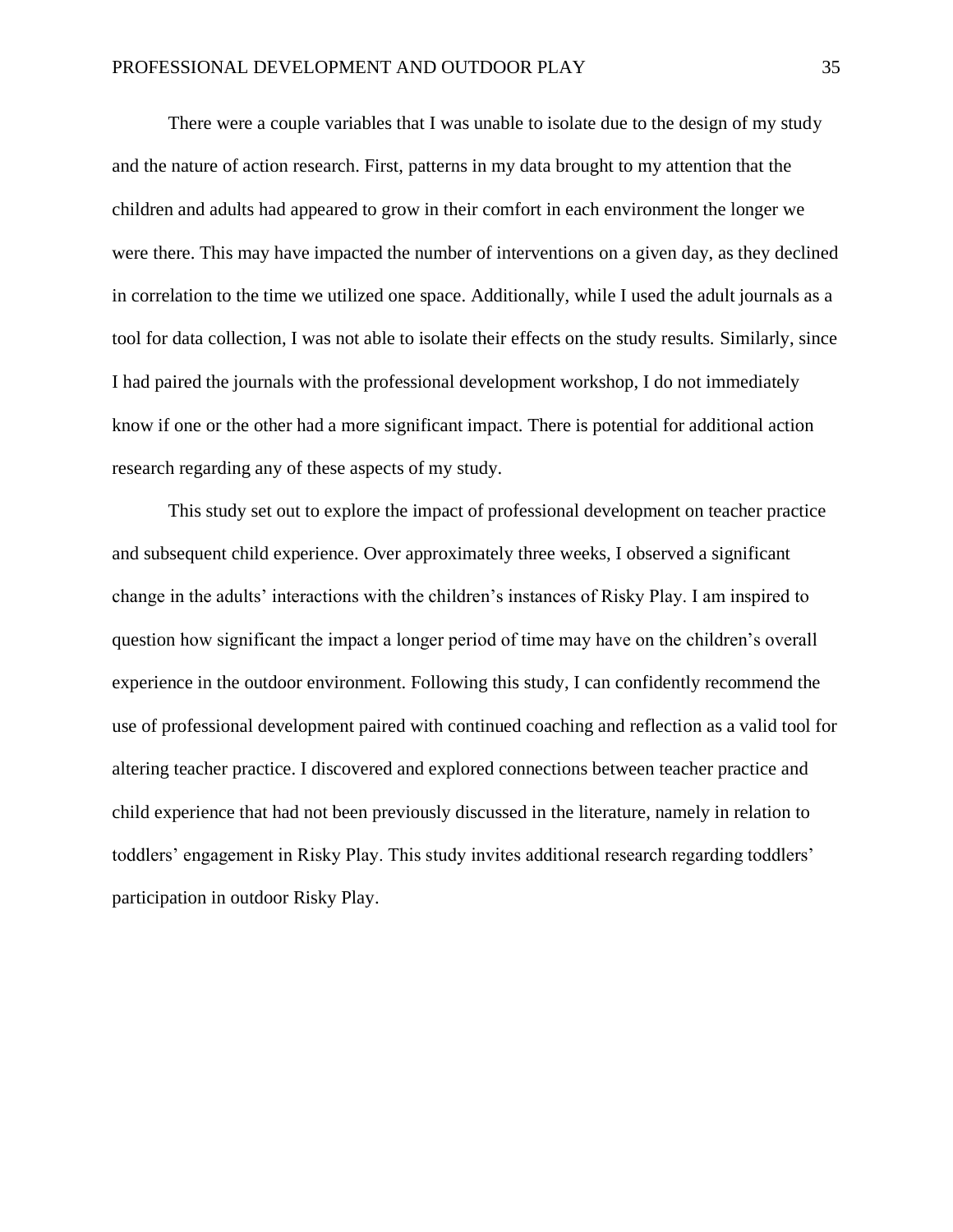There were a couple variables that I was unable to isolate due to the design of my study and the nature of action research. First, patterns in my data brought to my attention that the children and adults had appeared to grow in their comfort in each environment the longer we were there. This may have impacted the number of interventions on a given day, as they declined in correlation to the time we utilized one space. Additionally, while I used the adult journals as a tool for data collection, I was not able to isolate their effects on the study results. Similarly, since I had paired the journals with the professional development workshop, I do not immediately know if one or the other had a more significant impact. There is potential for additional action research regarding any of these aspects of my study.

This study set out to explore the impact of professional development on teacher practice and subsequent child experience. Over approximately three weeks, I observed a significant change in the adults' interactions with the children's instances of Risky Play. I am inspired to question how significant the impact a longer period of time may have on the children's overall experience in the outdoor environment. Following this study, I can confidently recommend the use of professional development paired with continued coaching and reflection as a valid tool for altering teacher practice. I discovered and explored connections between teacher practice and child experience that had not been previously discussed in the literature, namely in relation to toddlers' engagement in Risky Play. This study invites additional research regarding toddlers' participation in outdoor Risky Play.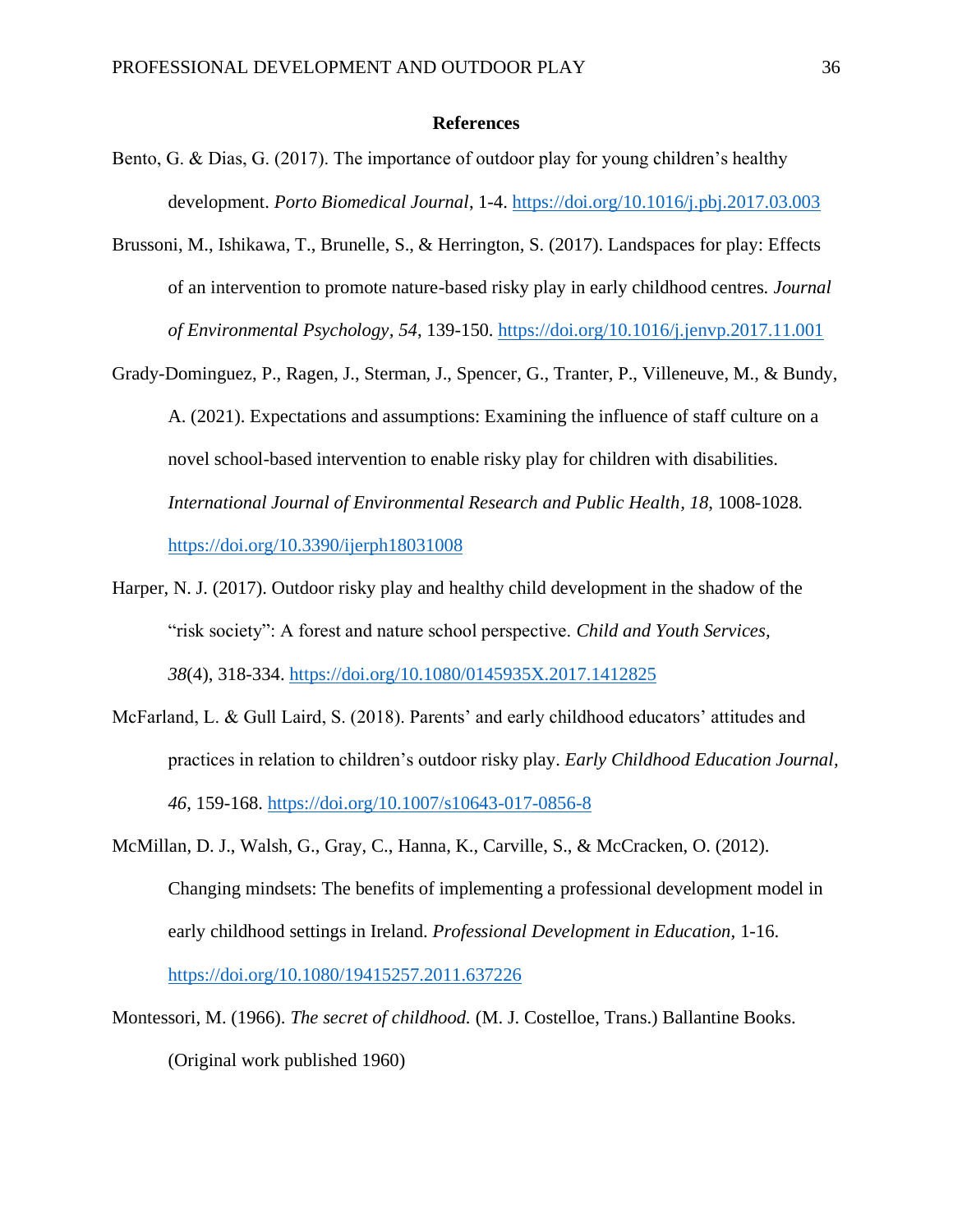# References

Bento, G. & Dias, G. (2017). The importance of outdoor play for young children's healthy development. *Porto Biomedical Journal*, 1-4. https://doi.org/10.1016/j.pbj.2017.03.003

Brussoni, M., Ishikawa, T., Brunelle, S., & Herrington, S. (2017). Landspaces for play: Effects of an intervention to promote nature-based risky play in early childhood centres. *Journal of Environmental Psychology*, *54*, 139-150. https://doi.org/10.1016/j.jenvp.2017.11.001

Grady-Dominguez, P., Ragen, J., Sterman, J., Spencer, G., Tranter, P., Villeneuve, M., & Bundy, A. (2021). Expectations and assumptions: Examining the influence of staff culture on a novel school-based intervention to enable risky play for children with disabilities. *International Journal of Environmental Research and Public Health*, *18*, 1008-1028. https://doi.org/10.3390/ijerph18031008

Harper, N. J. (2017). Outdoor risky play and healthy child development in the shadow of the "risk society": A forest and nature school perspective. *Child and Youth Services, 38*(4), 318-334. https://doi.org/10.1080/0145935X.2017.1412825

McFarland, L. & Gull Laird, S. (2018). Parents' and early childhood educators' attitudes and practices in relation to children's outdoor risky play. *Early Childhood Education Journal*, *46*, 159-168. https://doi.org/10.1007/s10643-017-0856-8

McMillan, D. J., Walsh, G., Gray, C., Hanna, K., Carville, S., & McCracken, O. (2012). Changing mindsets: The benefits of implementing a professional development model in early childhood settings in Ireland. *Professional Development in Education*, 1-16. https://doi.org/10.1080/19415257.2011.637226

Montessori, M. (1966). *The secret of childhood.* (M. J. Costelloe, Trans.) Ballantine Books. (Original work published 1960)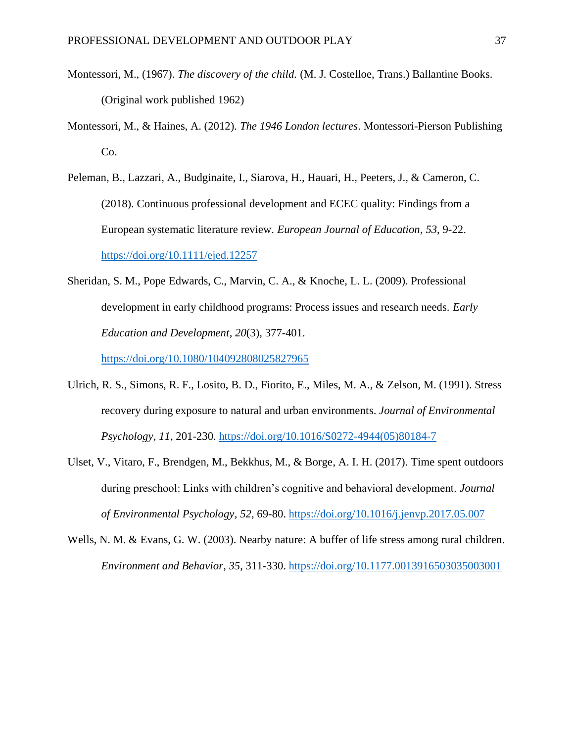Montessori, M., (1967). *The discovery of the child.* (M. J. Costelloe, Trans.) Ballantine Books. (Original work published 1962)

Montessori, M., & Haines, A. (2012). *The 1946 London lectures*. Montessori-Pierson Publishing Co.

Peleman, B., Lazzari, A., Budginaite, I., Siarova, H., Hauari, H., Peeters, J., & Cameron, C. (2018). Continuous professional development and ECEC quality: Findings from a European systematic literature review. *European Journal of Education, 53*, 9-22. https://doi.org/10.1111/ejed.12257

Sheridan, S. M., Pope Edwards, C., Marvin, C. A., & Knoche, L. L. (2009). Professional development in early childhood programs: Process issues and research needs. *Early Education and Development*, *20*(3), 377-401. https://doi.org/10.1080/104092808025827965

Ulrich, R. S., Simons, R. F., Losito, B. D., Fiorito, E., Miles, M. A., & Zelson, M. (1991). Stress recovery during exposure to natural and urban environments. *Journal of Environmental Psychology, 11*, 201-230. https://doi.org/10.1016/S0272-4944(05)80184-7

Ulset, V., Vitaro, F., Brendgen, M., Bekkhus, M., & Borge, A. I. H. (2017). Time spent outdoors during preschool: Links with children's cognitive and behavioral development. *Journal of Environmental Psychology, 52*, 69-80. https://doi.org/10.1016/j.jenvp.2017.05.007

Wells, N. M. & Evans, G. W. (2003). Nearby nature: A buffer of life stress among rural children. *Environment and Behavior, 35*, 311-330. https://doi.org/10.1177.0013916503035003001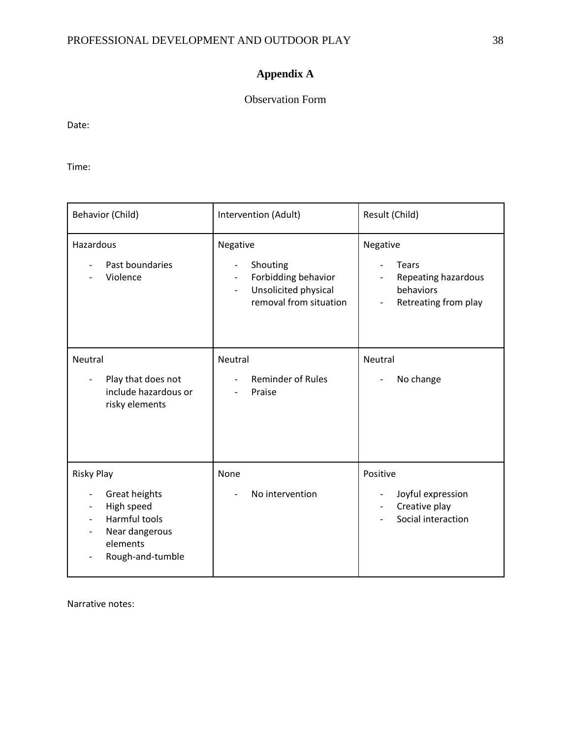## Appendix A

Observation Form

Date:

Time:

| Behavior (Child) | Intervention (Adult) | Result (Child) |
|---|---|---|
| Hazardous<br>- Past boundaries<br>- Violence | Negative<br>- Shouting<br>- Forbidding behavior<br>- Unsolicited physical removal from situation | Negative<br>- Tears<br>- Repeating hazardous behaviors<br>- Retreating from play |
| Neutral<br>- Play that does not include hazardous or risky elements | Neutral<br>- Reminder of Rules<br>- Praise | Neutral<br>- No change |
| Risky Play<br>- Great heights<br>- High speed<br>- Harmful tools<br>- Near dangerous elements<br>- Rough-and-tumble | None<br>- No intervention | Positive<br>- Joyful expression<br>- Creative play<br>- Social interaction |

Narrative notes: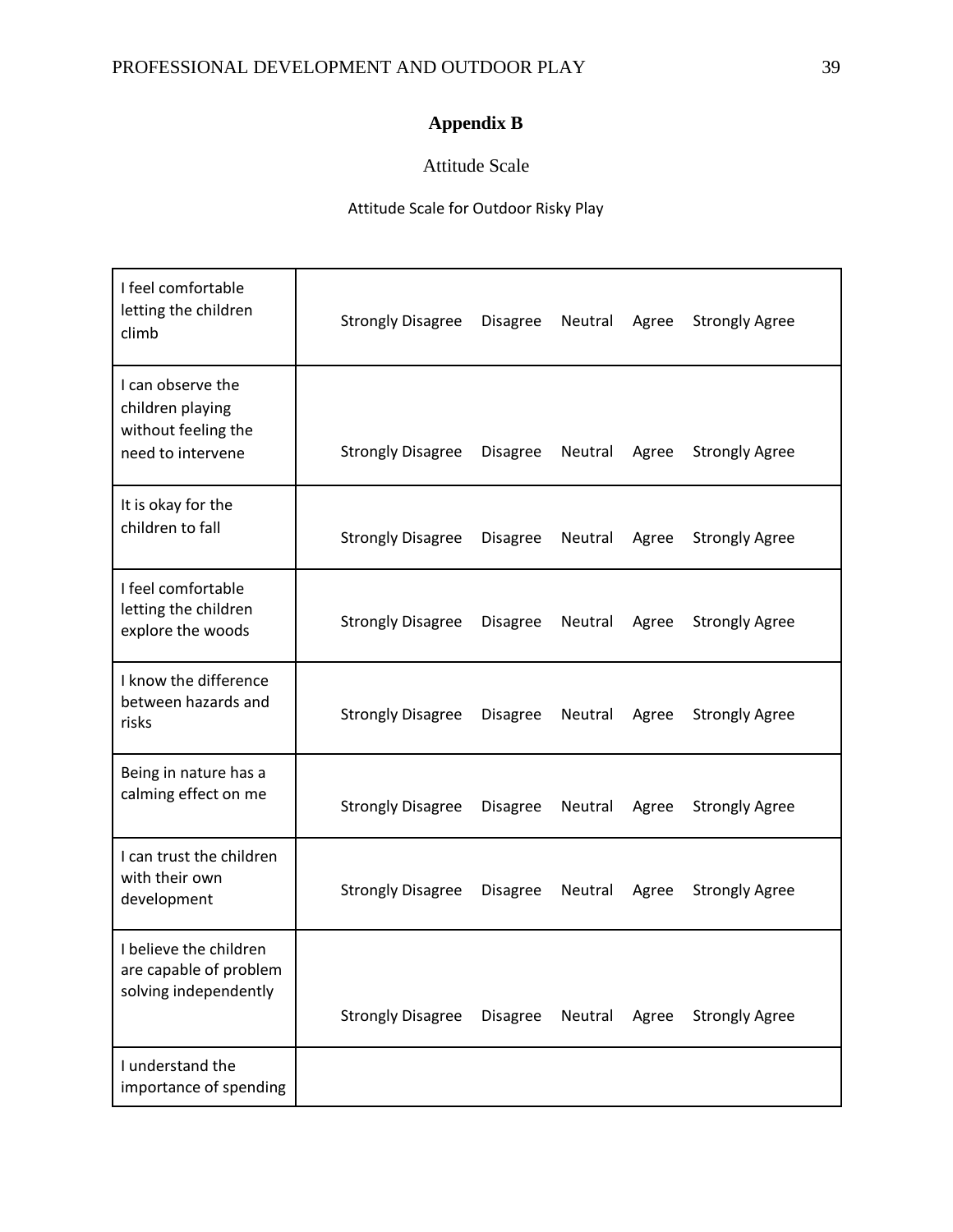# Appendix B

Attitude Scale

Attitude Scale for Outdoor Risky Play

| | |
|---|---|
| I feel comfortable letting the children climb | Strongly Disagree Disagree Neutral Agree Strongly Agree |
| I can observe the children playing without feeling the need to intervene | Strongly Disagree Disagree Neutral Agree Strongly Agree |
| It is okay for the children to fall | Strongly Disagree Disagree Neutral Agree Strongly Agree |
| I feel comfortable letting the children explore the woods | Strongly Disagree Disagree Neutral Agree Strongly Agree |
| I know the difference between hazards and risks | Strongly Disagree Disagree Neutral Agree Strongly Agree |
| Being in nature has a calming effect on me | Strongly Disagree Disagree Neutral Agree Strongly Agree |
| I can trust the children with their own development | Strongly Disagree Disagree Neutral Agree Strongly Agree |
| I believe the children are capable of problem solving independently | Strongly Disagree Disagree Neutral Agree Strongly Agree |
| I understand the importance of spending | |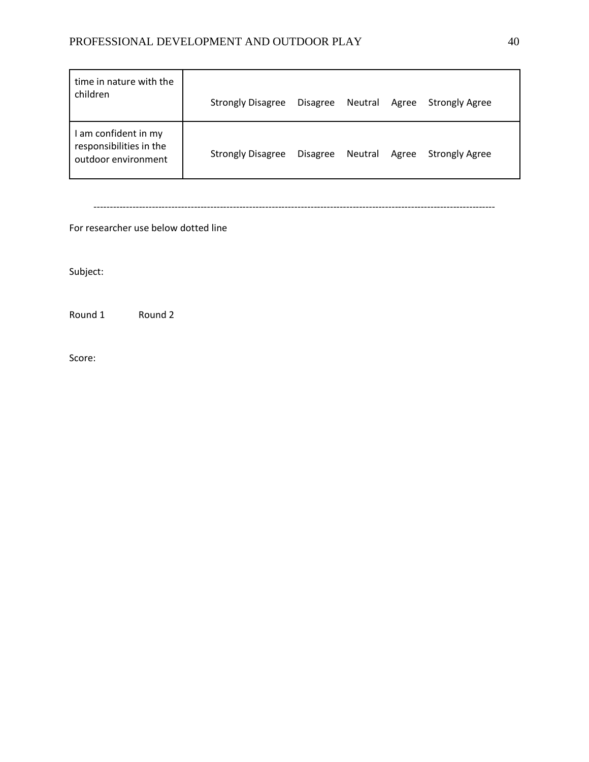| time in nature with the children | Strongly Disagree Disagree Neutral Agree Strongly Agree |
|---|---|
| I am confident in my responsibilities in the outdoor environment | Strongly Disagree Disagree Neutral Agree Strongly Agree |

-----------------------------------------------------------------------------------------------------------------------

For researcher use below dotted line

Subject:

Round 1 Round 2

Score: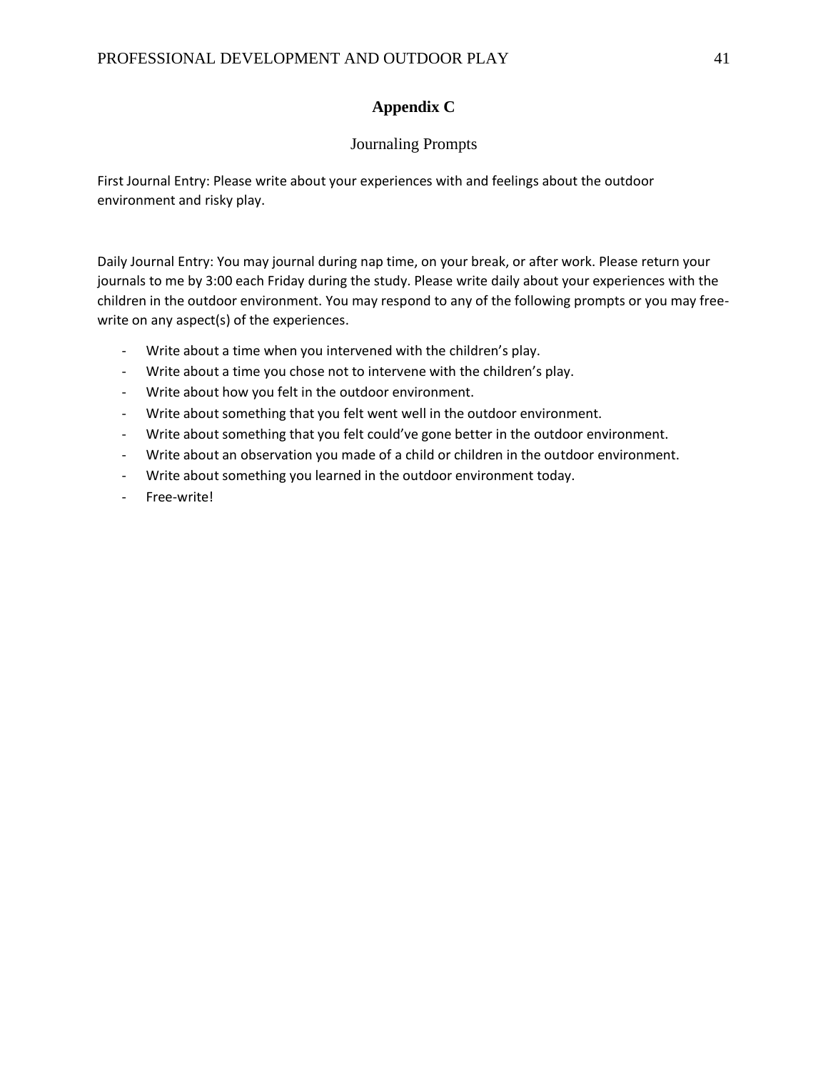# Appendix C

## Journaling Prompts

First Journal Entry: Please write about your experiences with and feelings about the outdoor environment and risky play.

Daily Journal Entry: You may journal during nap time, on your break, or after work. Please return your journals to me by 3:00 each Friday during the study. Please write daily about your experiences with the children in the outdoor environment. You may respond to any of the following prompts or you may free-write on any aspect(s) of the experiences.

- Write about a time when you intervened with the children's play.
- Write about a time you chose not to intervene with the children's play.
- Write about how you felt in the outdoor environment.
- Write about something that you felt went well in the outdoor environment.
- Write about something that you felt could've gone better in the outdoor environment.
- Write about an observation you made of a child or children in the outdoor environment.
- Write about something you learned in the outdoor environment today.
- Free-write!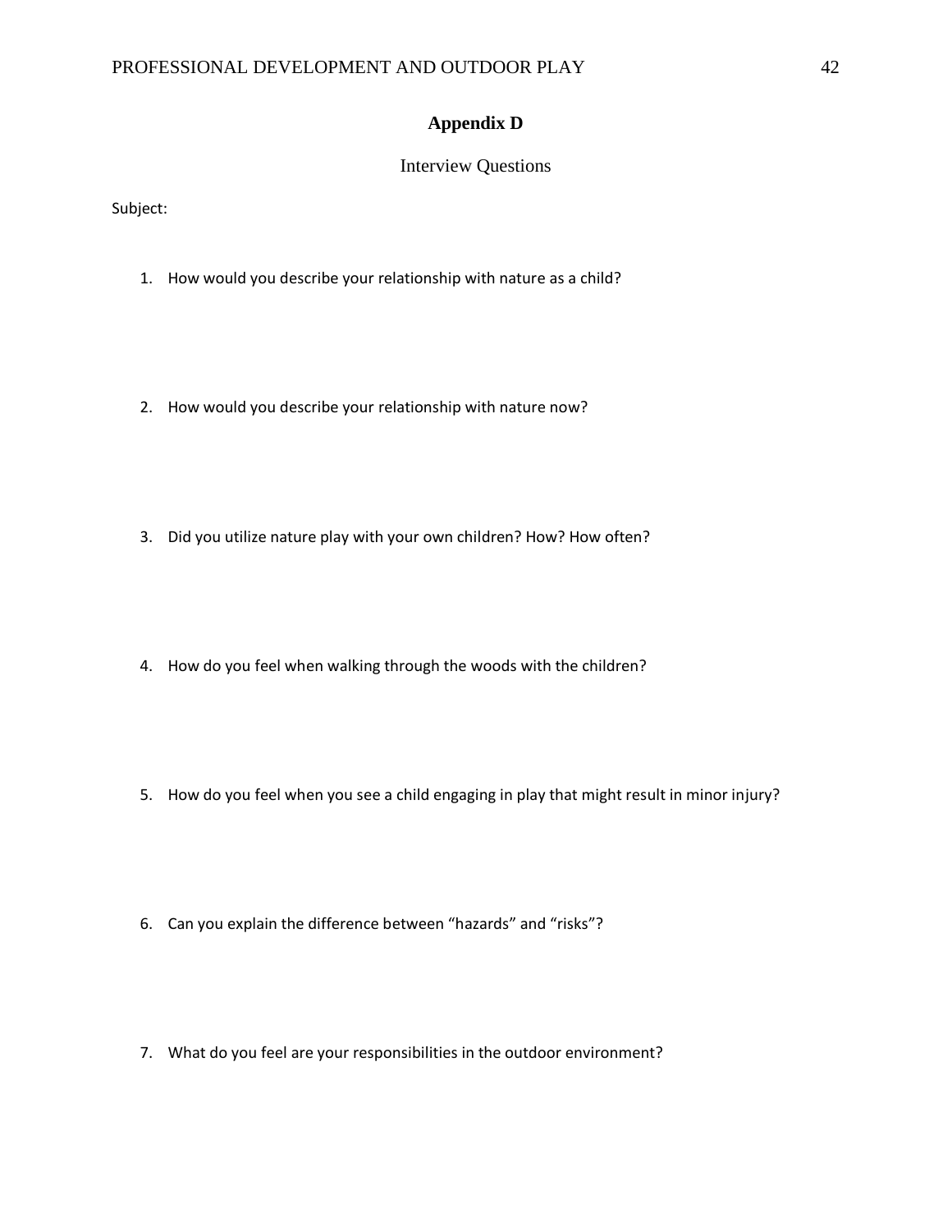# Appendix D

## Interview Questions

Subject:

1. How would you describe your relationship with nature as a child?

2. How would you describe your relationship with nature now?

3. Did you utilize nature play with your own children? How? How often?

4. How do you feel when walking through the woods with the children?

5. How do you feel when you see a child engaging in play that might result in minor injury?

6. Can you explain the difference between "hazards" and "risks"?

7. What do you feel are your responsibilities in the outdoor environment?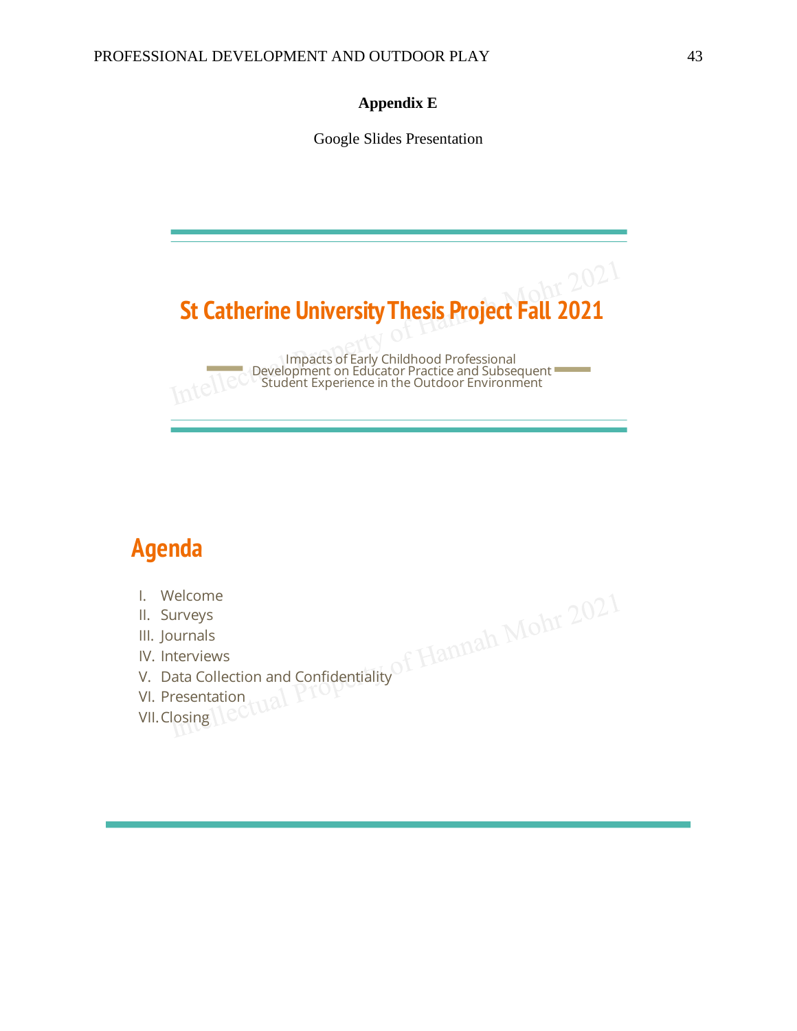**Appendix E**

Google Slides Presentation

## St Catherine University Thesis Project Fall 2021

Impacts of Early Childhood Professional Development on Educator Practice and Subsequent Student Experience in the Outdoor Environment

## Agenda

I. Welcome
II. Surveys
III. Journals
IV. Interviews
V. Data Collection and Confidentiality
VI. Presentation
VII. Closing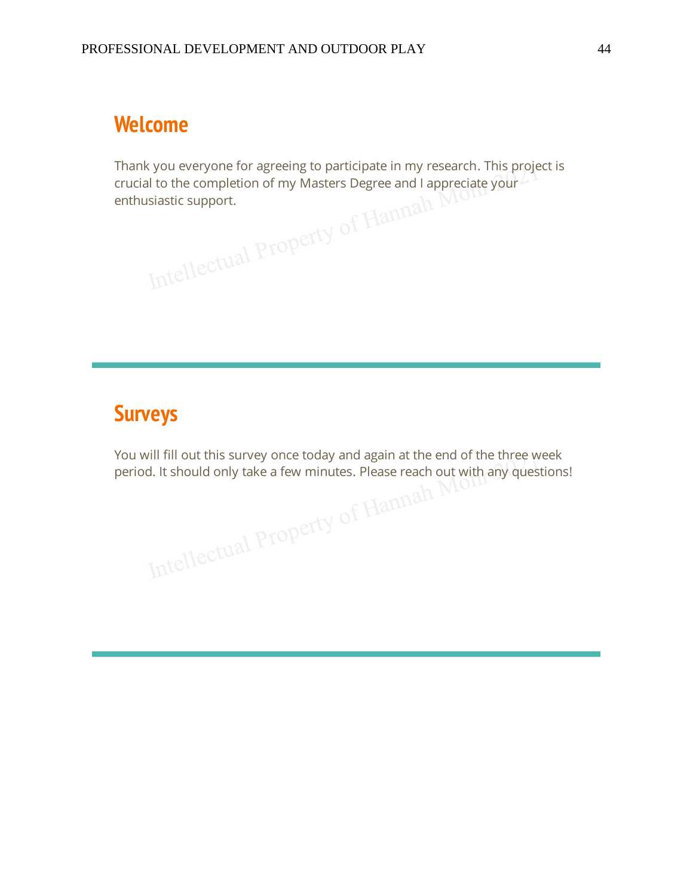## Welcome

Thank you everyone for agreeing to participate in my research. This project is crucial to the completion of my Masters Degree and I appreciate your enthusiastic support.

---

## Surveys

You will fill out this survey once today and again at the end of the three week period. It should only take a few minutes. Please reach out with any questions!

---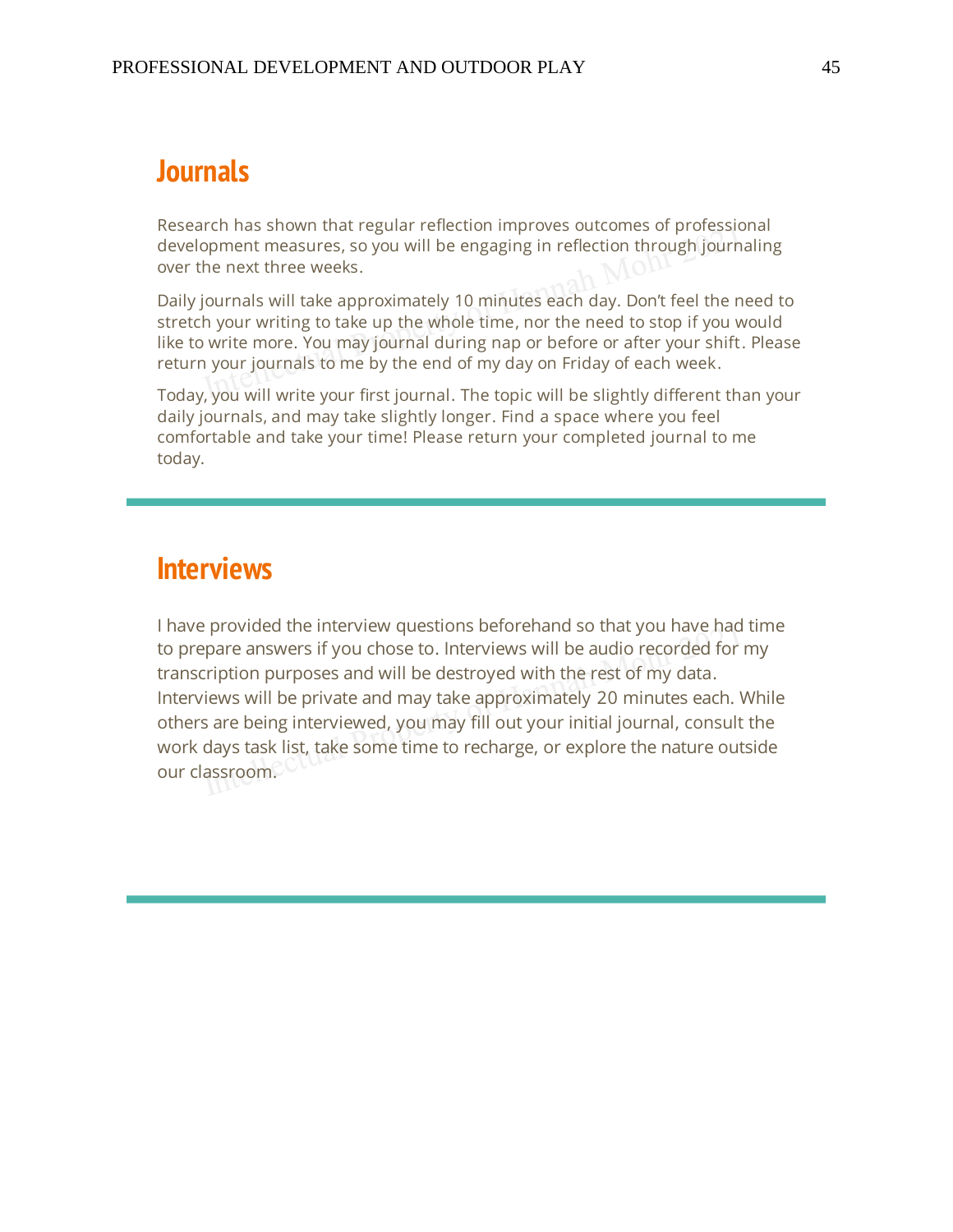## Journals

Research has shown that regular reflection improves outcomes of professional development measures, so you will be engaging in reflection through journaling over the next three weeks.

Daily journals will take approximately 10 minutes each day. Don't feel the need to stretch your writing to take up the whole time, nor the need to stop if you would like to write more. You may journal during nap or before or after your shift. Please return your journals to me by the end of my day on Friday of each week.

Today, you will write your first journal. The topic will be slightly different than your daily journals, and may take slightly longer. Find a space where you feel comfortable and take your time! Please return your completed journal to me today.

---

## Interviews

I have provided the interview questions beforehand so that you have had time to prepare answers if you chose to. Interviews will be audio recorded for my transcription purposes and will be destroyed with the rest of my data. Interviews will be private and may take approximately 20 minutes each. While others are being interviewed, you may fill out your initial journal, consult the work days task list, take some time to recharge, or explore the nature outside our classroom.

---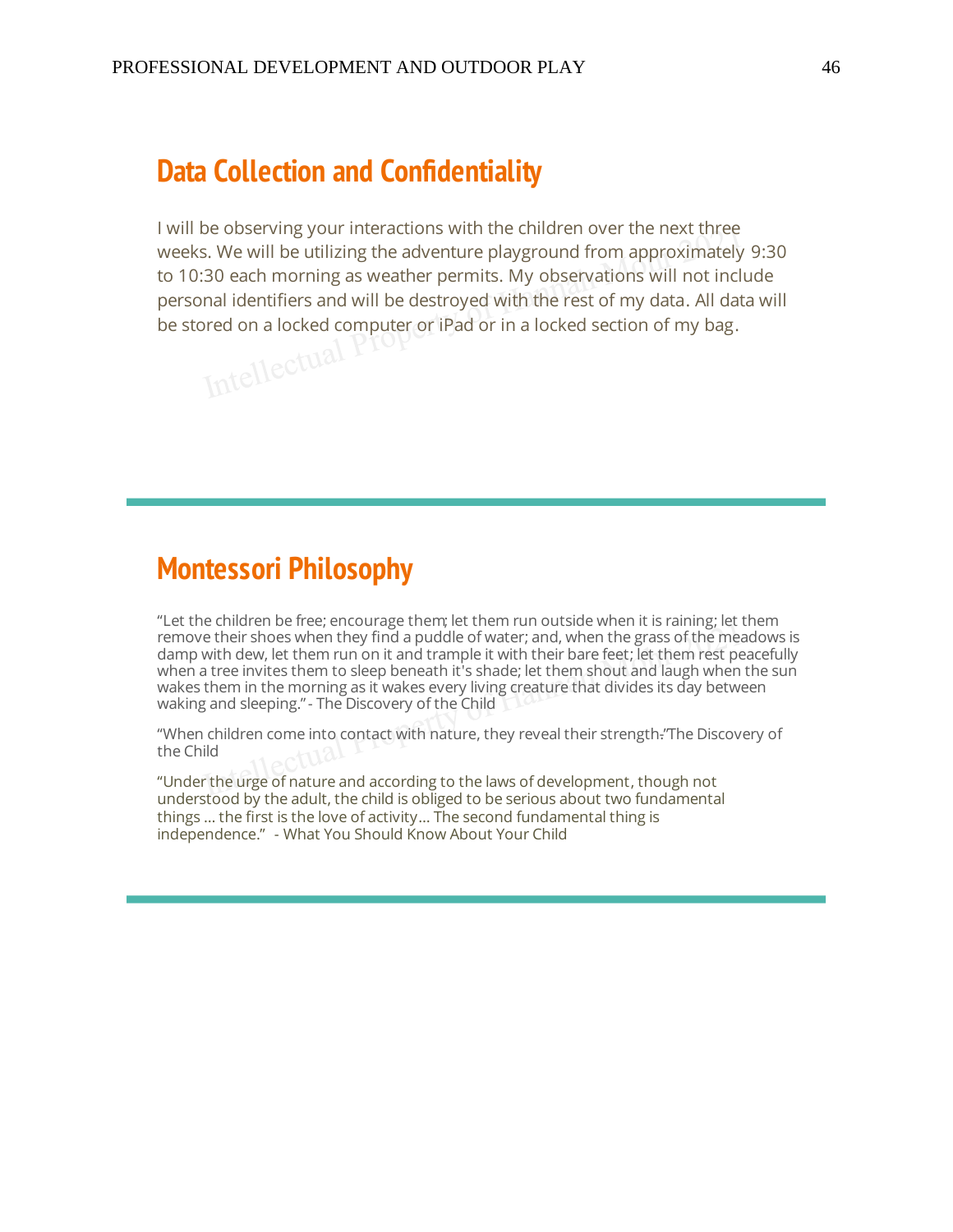## Data Collection and Confidentiality

I will be observing your interactions with the children over the next three weeks. We will be utilizing the adventure playground from approximately 9:30 to 10:30 each morning as weather permits. My observations will not include personal identifiers and will be destroyed with the rest of my data. All data will be stored on a locked computer or iPad or in a locked section of my bag.

---

## Montessori Philosophy

"Let the children be free; encourage them; let them run outside when it is raining; let them remove their shoes when they find a puddle of water; and, when the grass of the meadows is damp with dew, let them run on it and trample it with their bare feet; let them rest peacefully when a tree invites them to sleep beneath it's shade; let them shout and laugh when the sun wakes them in the morning as it wakes every living creature that divides its day between waking and sleeping." - The Discovery of the Child

"When children come into contact with nature, they reveal their strength." The Discovery of the Child

"Under the urge of nature and according to the laws of development, though not understood by the adult, the child is obliged to be serious about two fundamental things … the first is the love of activity… The second fundamental thing is independence." - What You Should Know About Your Child

---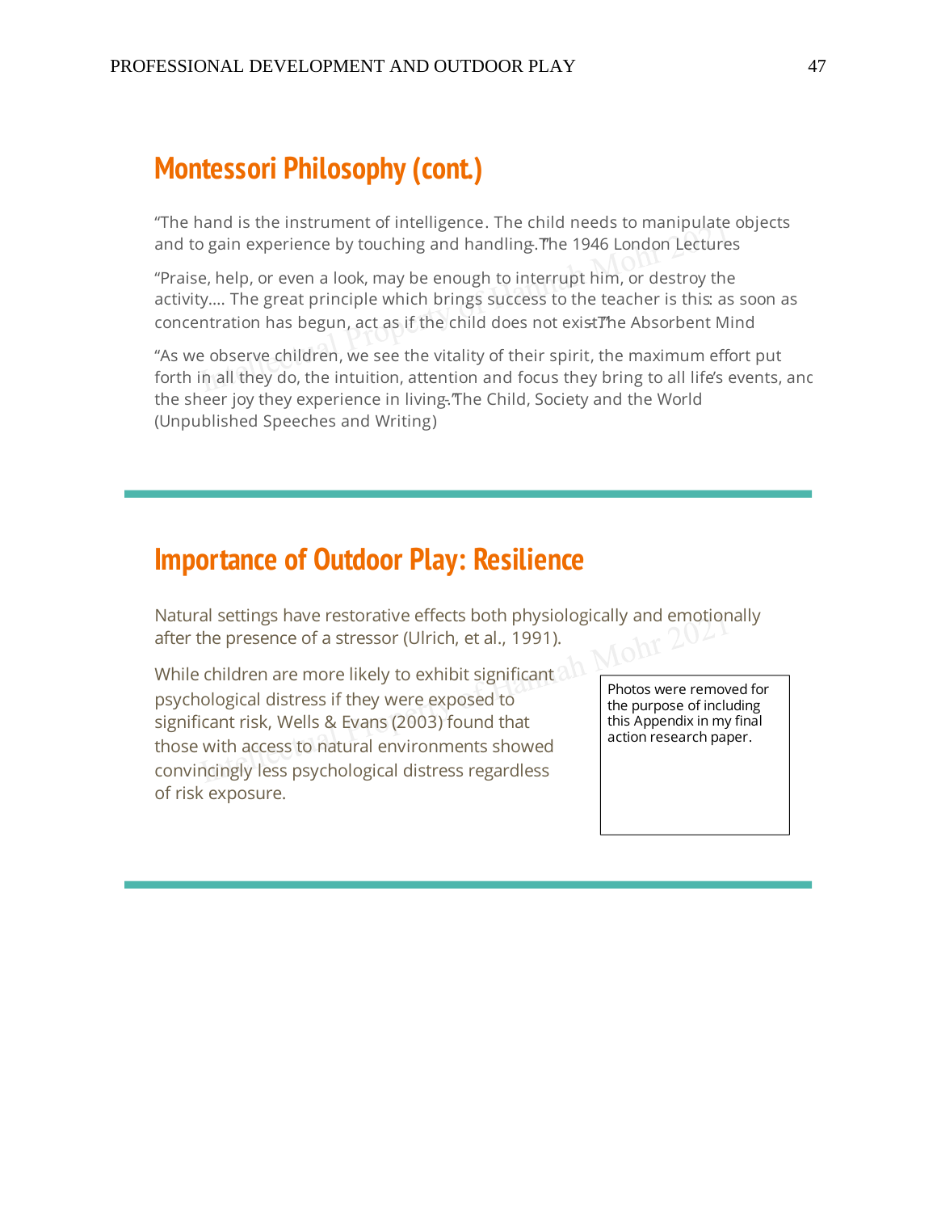## Montessori Philosophy (cont.)

"The hand is the instrument of intelligence. The child needs to manipulate objects and to gain experience by touching and handling." -The 1946 London Lectures

"Praise, help, or even a look, may be enough to interrupt him, or destroy the activity…. The great principle which brings success to the teacher is this: as soon as concentration has begun, act as if the child does not exist." -The Absorbent Mind

"As we observe children, we see the vitality of their spirit, the maximum effort put forth in all they do, the intuition, attention and focus they bring to all life's events, and the sheer joy they experience in living." -The Child, Society and the World (Unpublished Speeches and Writing)

## Importance of Outdoor Play: Resilience

Natural settings have restorative effects both physiologically and emotionally after the presence of a stressor (Ulrich, et al., 1991).

While children are more likely to exhibit significant psychological distress if they were exposed to significant risk, Wells & Evans (2003) found that those with access to natural environments showed convincingly less psychological distress regardless of risk exposure.

Photos were removed for the purpose of including this Appendix in my final action research paper.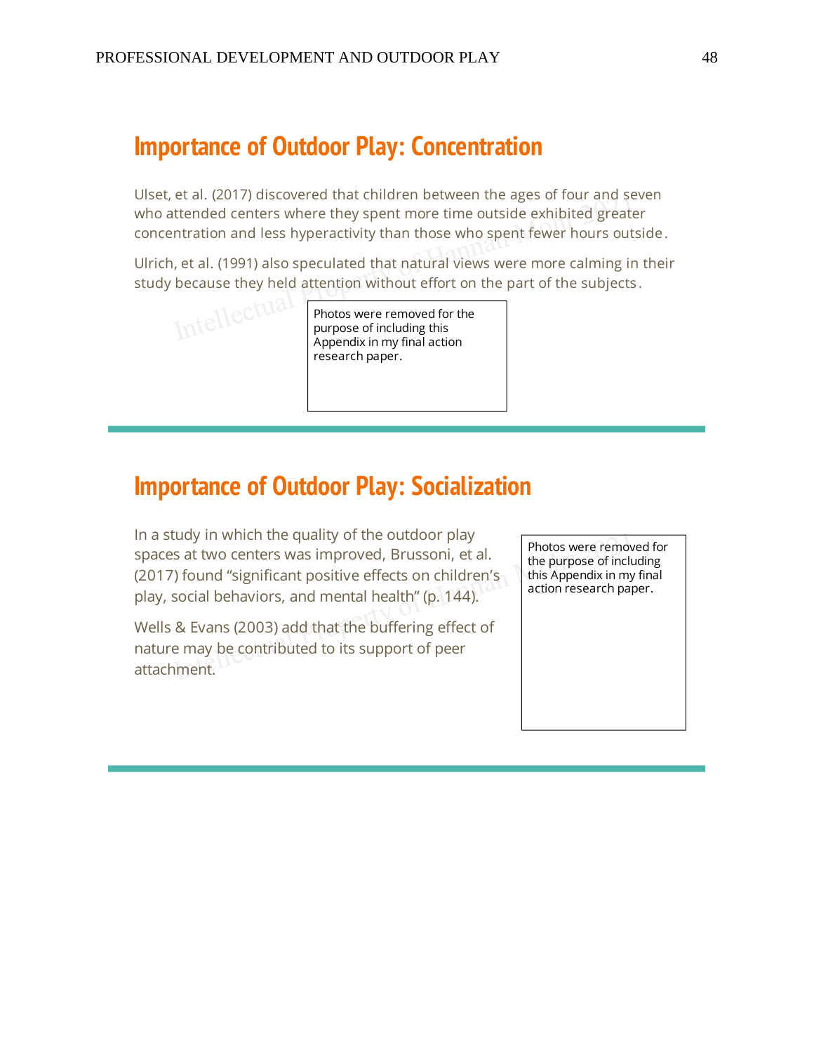## Importance of Outdoor Play: Concentration

Ulset, et al. (2017) discovered that children between the ages of four and seven who attended centers where they spent more time outside exhibited greater concentration and less hyperactivity than those who spent fewer hours outside.

Ulrich, et al. (1991) also speculated that natural views were more calming in their study because they held attention without effort on the part of the subjects.

Photos were removed for the purpose of including this Appendix in my final action research paper.

## Importance of Outdoor Play: Socialization

In a study in which the quality of the outdoor play spaces at two centers was improved, Brussoni, et al. (2017) found "significant positive effects on children's play, social behaviors, and mental health" (p. 144).

Wells & Evans (2003) add that the buffering effect of nature may be contributed to its support of peer attachment.

Photos were removed for the purpose of including this Appendix in my final action research paper.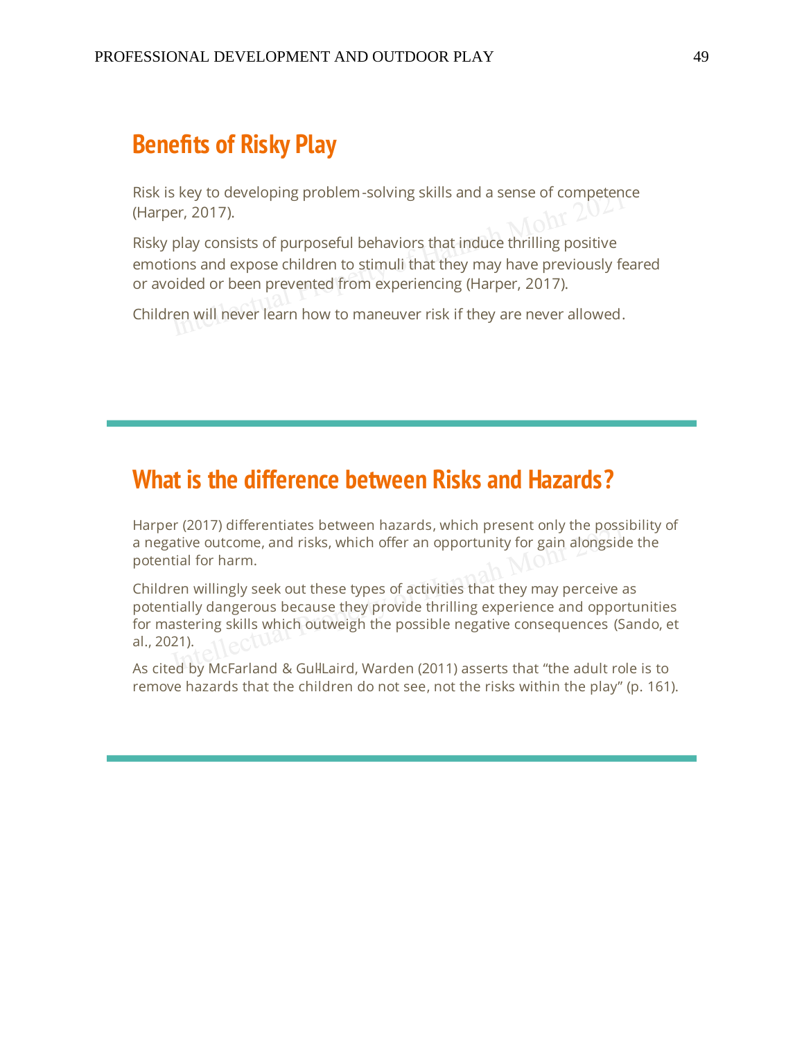## Benefits of Risky Play

Risk is key to developing problem-solving skills and a sense of competence (Harper, 2017).

Risky play consists of purposeful behaviors that induce thrilling positive emotions and expose children to stimuli that they may have previously feared or avoided or been prevented from experiencing (Harper, 2017).

Children will never learn how to maneuver risk if they are never allowed.

## What is the difference between Risks and Hazards?

Harper (2017) differentiates between hazards, which present only the possibility of a negative outcome, and risks, which offer an opportunity for gain alongside the potential for harm.

Children willingly seek out these types of activities that they may perceive as potentially dangerous because they provide thrilling experience and opportunities for mastering skills which outweigh the possible negative consequences (Sando, et al., 2021).

As cited by McFarland & Gull-Laird, Warden (2011) asserts that "the adult role is to remove hazards that the children do not see, not the risks within the play" (p. 161).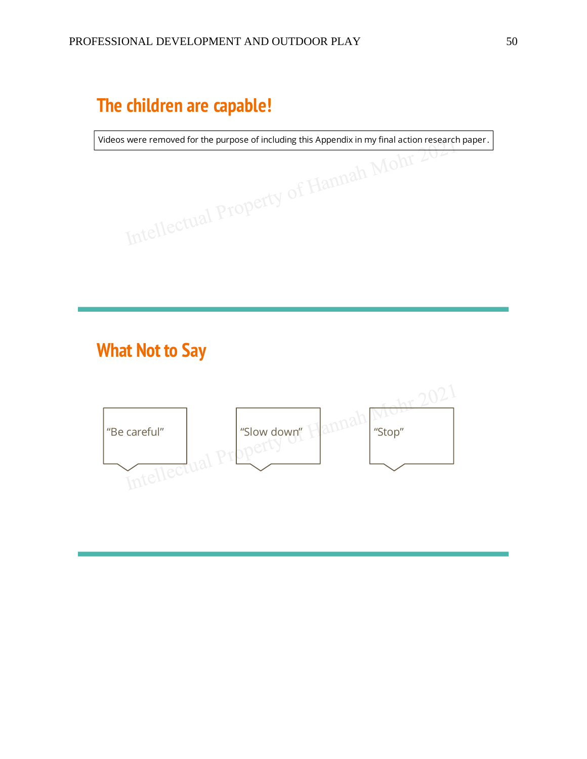## The children are capable!

Videos were removed for the purpose of including this Appendix in my final action research paper.

---

## What Not to Say

"Be careful"

"Slow down"

"Stop"

---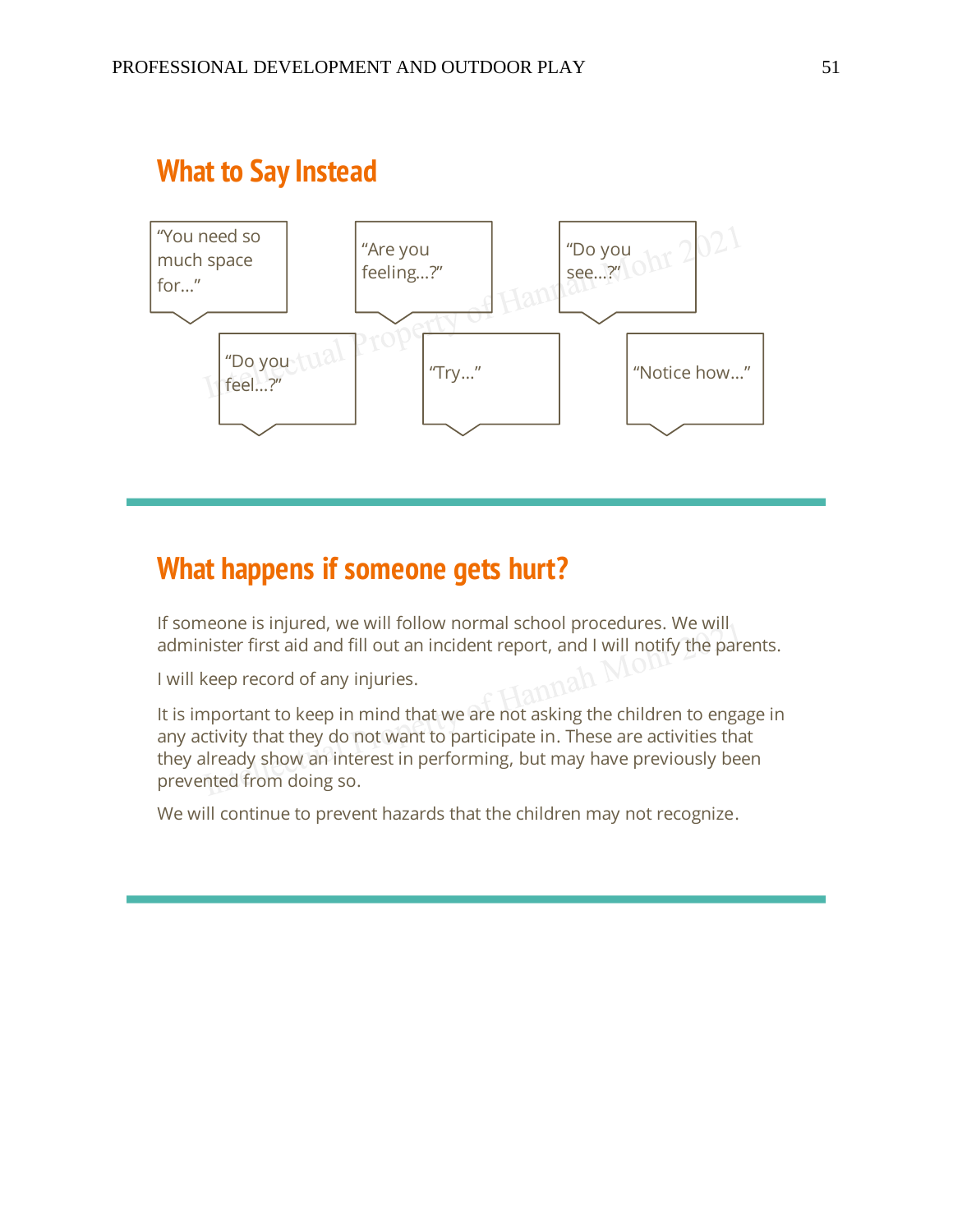## What to Say Instead

"You need so much space for…"

"Are you feeling…?"

"Do you see…?"

"Do you feel…?"

"Try…"

"Notice how…"

## What happens if someone gets hurt?

If someone is injured, we will follow normal school procedures. We will administer first aid and fill out an incident report, and I will notify the parents.

I will keep record of any injuries.

It is important to keep in mind that we are not asking the children to engage in any activity that they do not want to participate in. These are activities that they already show an interest in performing, but may have previously been prevented from doing so.

We will continue to prevent hazards that the children may not recognize.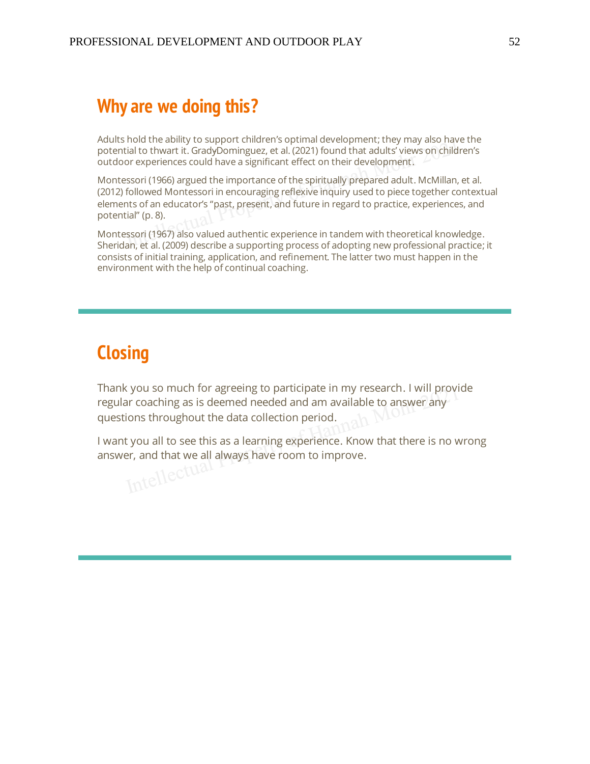## Why are we doing this?

Adults hold the ability to support children's optimal development; they may also have the potential to thwart it. GradyDominguez, et al. (2021) found that adults' views on children's outdoor experiences could have a significant effect on their development.

Montessori (1966) argued the importance of the spiritually prepared adult. McMillan, et al. (2012) followed Montessori in encouraging reflexive inquiry used to piece together contextual elements of an educator's "past, present, and future in regard to practice, experiences, and potential" (p. 8).

Montessori (1967) also valued authentic experience in tandem with theoretical knowledge. Sheridan, et al. (2009) describe a supporting process of adopting new professional practice; it consists of initial training, application, and refinement. The latter two must happen in the environment with the help of continual coaching.

## Closing

Thank you so much for agreeing to participate in my research. I will provide regular coaching as is deemed needed and am available to answer any questions throughout the data collection period.

I want you all to see this as a learning experience. Know that there is no wrong answer, and that we all always have room to improve.